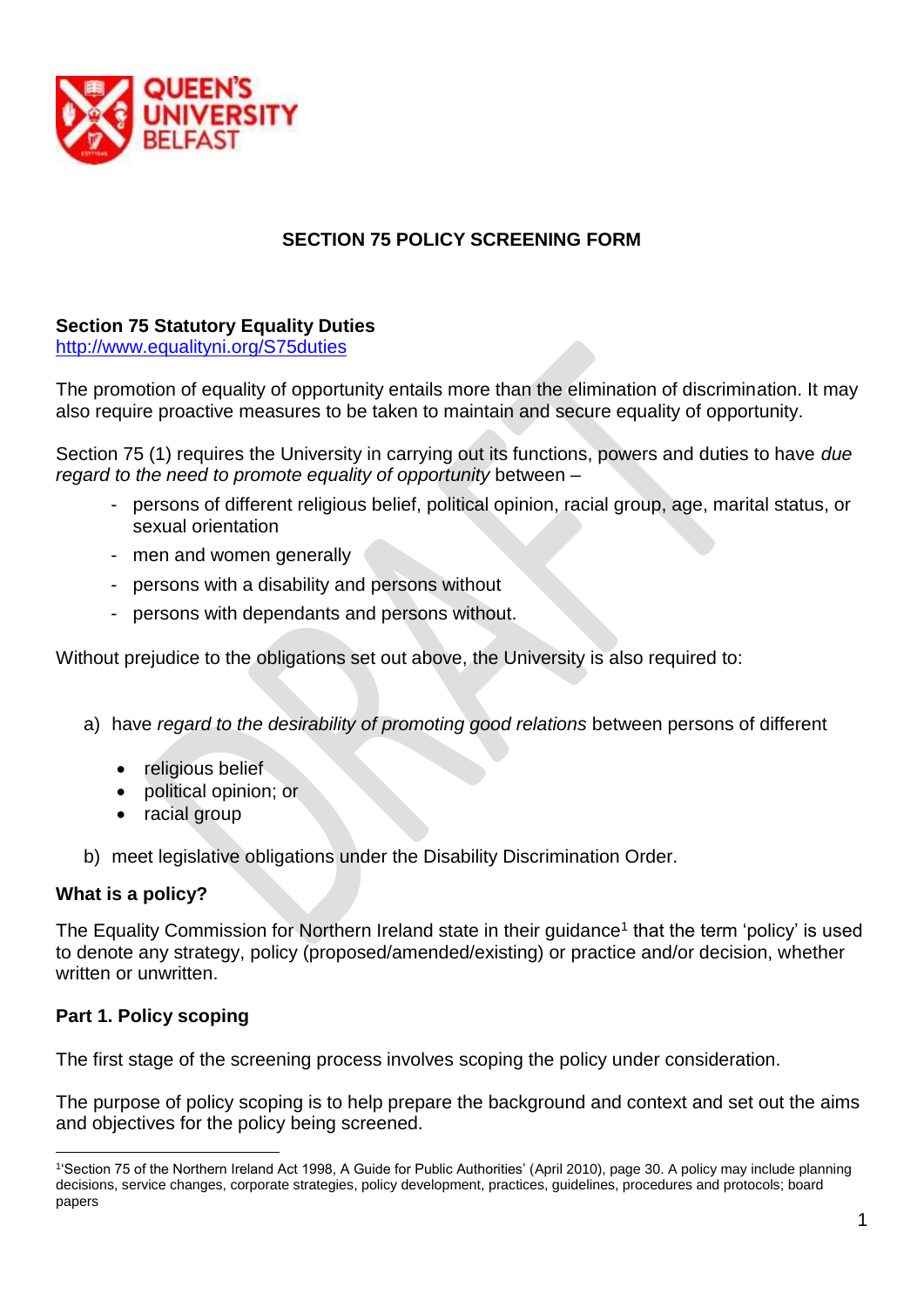# SECTION 75 POLICY SCREENING FORM

**Section 75 Statutory Equality Duties**
http://www.equalityni.org/S75duties

The promotion of equality of opportunity entails more than the elimination of discrimination. It may also require proactive measures to be taken to maintain and secure equality of opportunity.

Section 75 (1) requires the University in carrying out its functions, powers and duties to have *due regard to the need to promote equality of opportunity* between –

- persons of different religious belief, political opinion, racial group, age, marital status, or sexual orientation
- men and women generally
- persons with a disability and persons without
- persons with dependants and persons without.

Without prejudice to the obligations set out above, the University is also required to:

a) have *regard to the desirability of promoting good relations* between persons of different

- religious belief
- political opinion; or
- racial group

b) meet legislative obligations under the Disability Discrimination Order.

**What is a policy?**

The Equality Commission for Northern Ireland state in their guidance[1] that the term 'policy' is used to denote any strategy, policy (proposed/amended/existing) or practice and/or decision, whether written or unwritten.

**Part 1. Policy scoping**

The first stage of the screening process involves scoping the policy under consideration.

The purpose of policy scoping is to help prepare the background and context and set out the aims and objectives for the policy being screened.

[1] 'Section 75 of the Northern Ireland Act 1998, A Guide for Public Authorities' (April 2010), page 30. A policy may include planning decisions, service changes, corporate strategies, policy development, practices, guidelines, procedures and protocols; board papers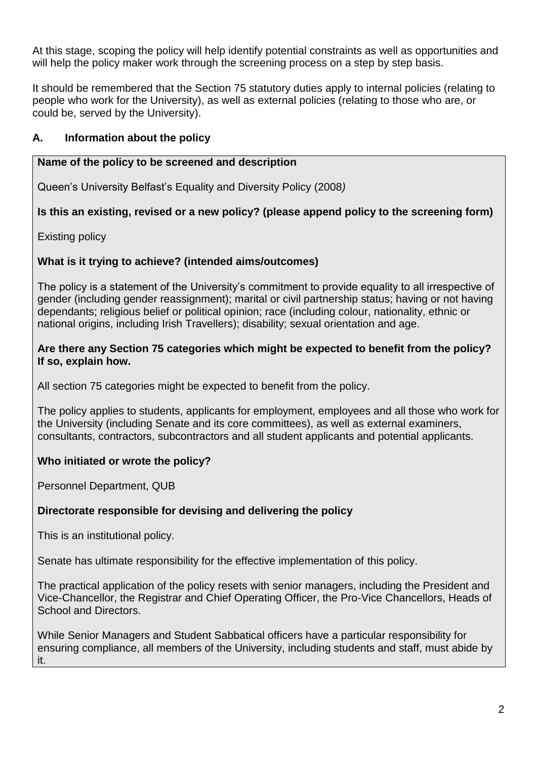At this stage, scoping the policy will help identify potential constraints as well as opportunities and will help the policy maker work through the screening process on a step by step basis.

It should be remembered that the Section 75 statutory duties apply to internal policies (relating to people who work for the University), as well as external policies (relating to those who are, or could be, served by the University).

## A. Information about the policy

**Name of the policy to be screened and description**

Queen's University Belfast's Equality and Diversity Policy (2008*)*

**Is this an existing, revised or a new policy? (please append policy to the screening form)**

Existing policy

**What is it trying to achieve? (intended aims/outcomes)**

The policy is a statement of the University's commitment to provide equality to all irrespective of gender (including gender reassignment); marital or civil partnership status; having or not having dependants; religious belief or political opinion; race (including colour, nationality, ethnic or national origins, including Irish Travellers); disability; sexual orientation and age.

**Are there any Section 75 categories which might be expected to benefit from the policy? If so, explain how.**

All section 75 categories might be expected to benefit from the policy.

The policy applies to students, applicants for employment, employees and all those who work for the University (including Senate and its core committees), as well as external examiners, consultants, contractors, subcontractors and all student applicants and potential applicants.

**Who initiated or wrote the policy?**

Personnel Department, QUB

**Directorate responsible for devising and delivering the policy**

This is an institutional policy.

Senate has ultimate responsibility for the effective implementation of this policy.

The practical application of the policy resets with senior managers, including the President and Vice-Chancellor, the Registrar and Chief Operating Officer, the Pro-Vice Chancellors, Heads of School and Directors.

While Senior Managers and Student Sabbatical officers have a particular responsibility for ensuring compliance, all members of the University, including students and staff, must abide by it.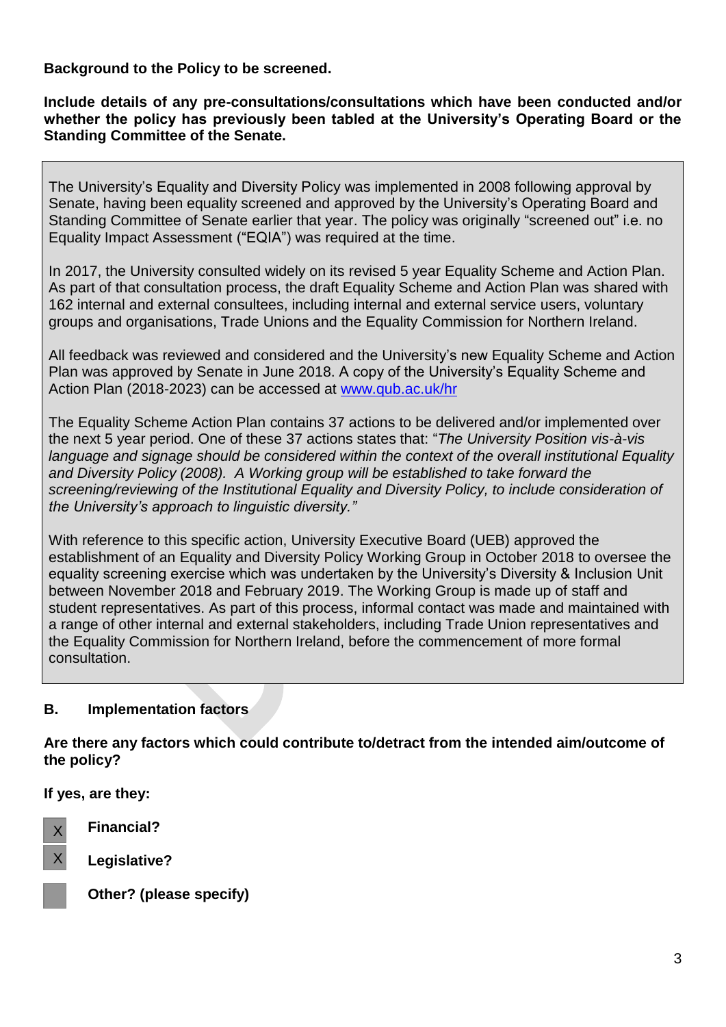**Background to the Policy to be screened.**

**Include details of any pre-consultations/consultations which have been conducted and/or whether the policy has previously been tabled at the University's Operating Board or the Standing Committee of the Senate.**

The University's Equality and Diversity Policy was implemented in 2008 following approval by Senate, having been equality screened and approved by the University's Operating Board and Standing Committee of Senate earlier that year. The policy was originally "screened out" i.e. no Equality Impact Assessment ("EQIA") was required at the time.

In 2017, the University consulted widely on its revised 5 year Equality Scheme and Action Plan. As part of that consultation process, the draft Equality Scheme and Action Plan was shared with 162 internal and external consultees, including internal and external service users, voluntary groups and organisations, Trade Unions and the Equality Commission for Northern Ireland.

All feedback was reviewed and considered and the University's new Equality Scheme and Action Plan was approved by Senate in June 2018. A copy of the University's Equality Scheme and Action Plan (2018-2023) can be accessed at [www.qub.ac.uk/hr](www.qub.ac.uk/hr)

The Equality Scheme Action Plan contains 37 actions to be delivered and/or implemented over the next 5 year period. One of these 37 actions states that: "*The University Position vis-à-vis language and signage should be considered within the context of the overall institutional Equality and Diversity Policy (2008). A Working group will be established to take forward the screening/reviewing of the Institutional Equality and Diversity Policy, to include consideration of the University's approach to linguistic diversity.*"

With reference to this specific action, University Executive Board (UEB) approved the establishment of an Equality and Diversity Policy Working Group in October 2018 to oversee the equality screening exercise which was undertaken by the University's Diversity & Inclusion Unit between November 2018 and February 2019. The Working Group is made up of staff and student representatives. As part of this process, informal contact was made and maintained with a range of other internal and external stakeholders, including Trade Union representatives and the Equality Commission for Northern Ireland, before the commencement of more formal consultation.

## B. Implementation factors

**Are there any factors which could contribute to/detract from the intended aim/outcome of the policy?**

**If yes, are they:**

- [X] **Financial?**
- [X] **Legislative?**
- [ ] **Other? (please specify)**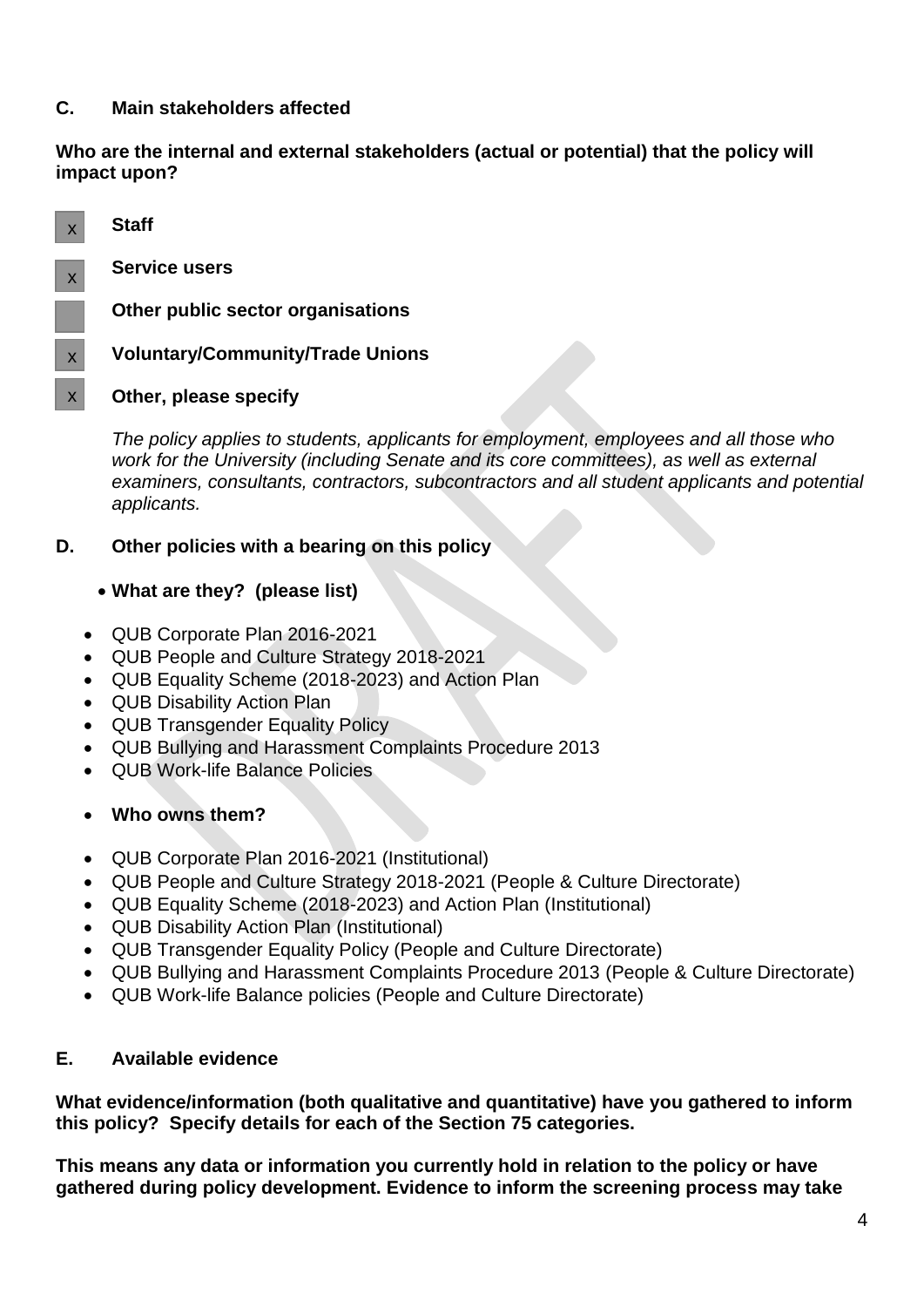## C. Main stakeholders affected

**Who are the internal and external stakeholders (actual or potential) that the policy will impact upon?**

- [x] **Staff**
- [x] **Service users**
- [ ] **Other public sector organisations**
- [x] **Voluntary/Community/Trade Unions**
- [x] **Other, please specify**

*The policy applies to students, applicants for employment, employees and all those who work for the University (including Senate and its core committees), as well as external examiners, consultants, contractors, subcontractors and all student applicants and potential applicants.*

## D. Other policies with a bearing on this policy

- **What are they? (please list)**

- QUB Corporate Plan 2016-2021
- QUB People and Culture Strategy 2018-2021
- QUB Equality Scheme (2018-2023) and Action Plan
- QUB Disability Action Plan
- QUB Transgender Equality Policy
- QUB Bullying and Harassment Complaints Procedure 2013
- QUB Work-life Balance Policies

- **Who owns them?**

- QUB Corporate Plan 2016-2021 (Institutional)
- QUB People and Culture Strategy 2018-2021 (People & Culture Directorate)
- QUB Equality Scheme (2018-2023) and Action Plan (Institutional)
- QUB Disability Action Plan (Institutional)
- QUB Transgender Equality Policy (People and Culture Directorate)
- QUB Bullying and Harassment Complaints Procedure 2013 (People & Culture Directorate)
- QUB Work-life Balance policies (People and Culture Directorate)

## E. Available evidence

**What evidence/information (both qualitative and quantitative) have you gathered to inform this policy? Specify details for each of the Section 75 categories.**

**This means any data or information you currently hold in relation to the policy or have gathered during policy development. Evidence to inform the screening process may take**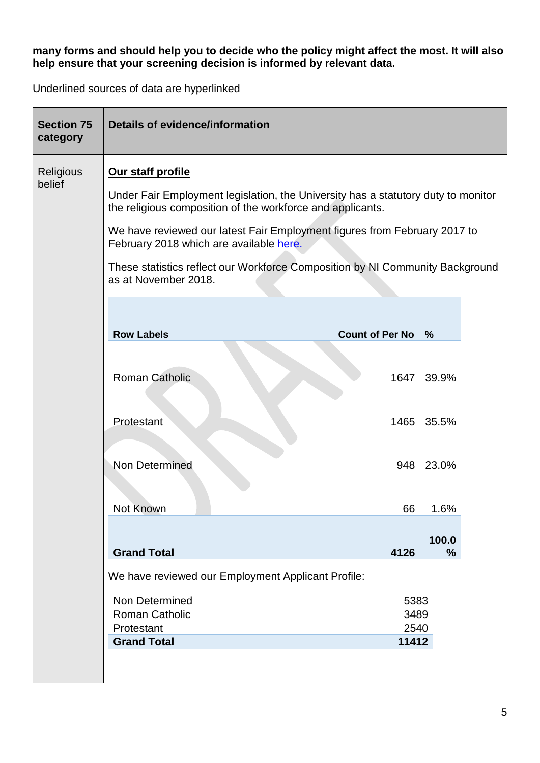**many forms and should help you to decide who the policy might affect the most. It will also help ensure that your screening decision is informed by relevant data.**

Underlined sources of data are hyperlinked

| Section 75 category | Details of evidence/information |
|---|---|
| Religious belief | **Our staff profile**<br><br>Under Fair Employment legislation, the University has a statutory duty to monitor the religious composition of the workforce and applicants.<br><br>We have reviewed our latest Fair Employment figures from February 2017 to February 2018 which are available here.<br><br>These statistics reflect our Workforce Composition by NI Community Background as at November 2018. |

| Row Labels | Count of Per No | % |
|---|---|---|
| Roman Catholic | 1647 | 39.9% |
| Protestant | 1465 | 35.5% |
| Non Determined | 948 | 23.0% |
| Not Known | 66 | 1.6% |
| **Grand Total** | **4126** | **100.0%** |

We have reviewed our Employment Applicant Profile:

| | |
|---|---|
| Non Determined | 5383 |
| Roman Catholic | 3489 |
| Protestant | 2540 |
| **Grand Total** | **11412** |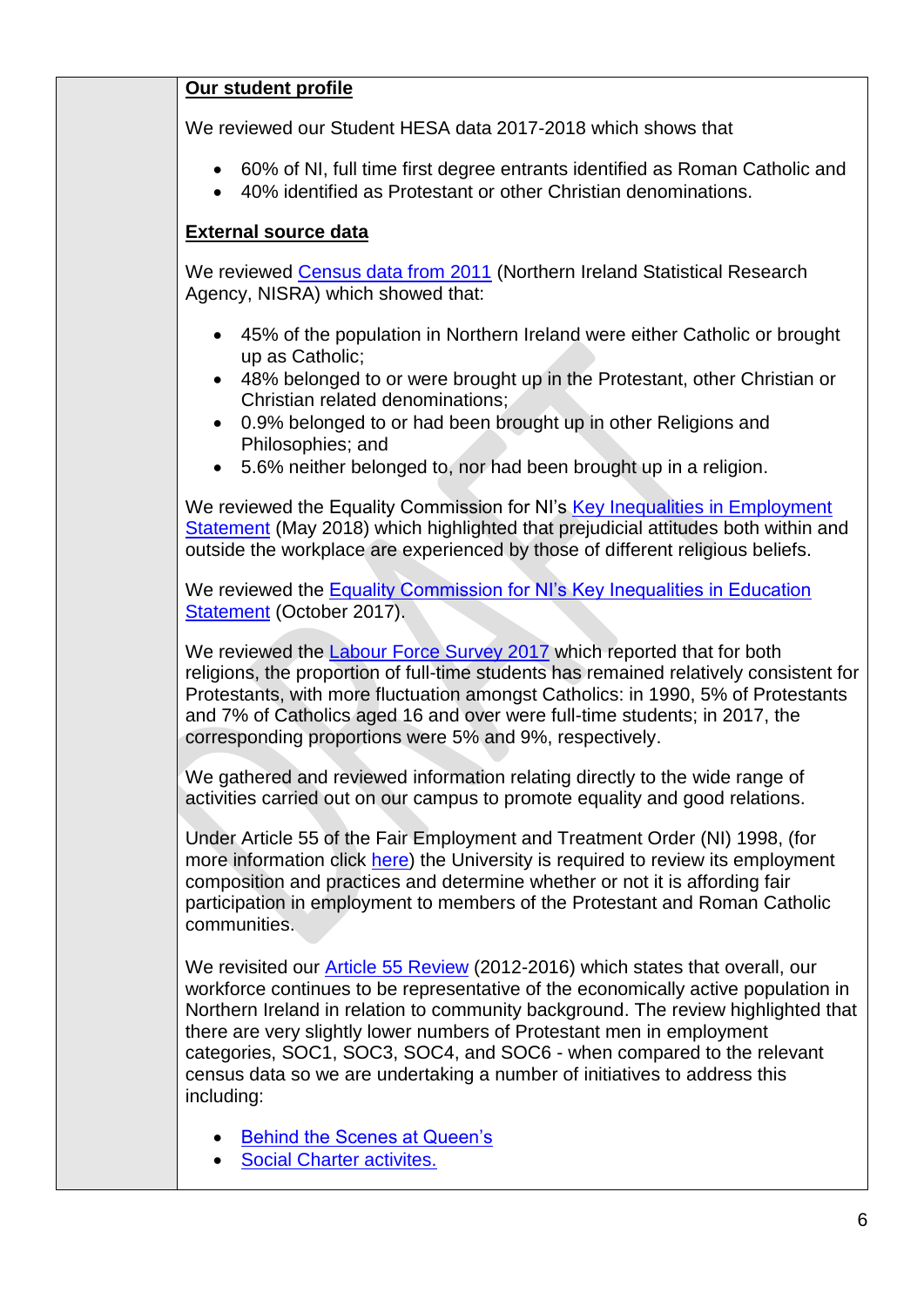**Our student profile**

We reviewed our Student HESA data 2017-2018 which shows that

- 60% of NI, full time first degree entrants identified as Roman Catholic and
- 40% identified as Protestant or other Christian denominations.

**External source data**

We reviewed Census data from 2011 (Northern Ireland Statistical Research Agency, NISRA) which showed that:

- 45% of the population in Northern Ireland were either Catholic or brought up as Catholic;
- 48% belonged to or were brought up in the Protestant, other Christian or Christian related denominations;
- 0.9% belonged to or had been brought up in other Religions and Philosophies; and
- 5.6% neither belonged to, nor had been brought up in a religion.

We reviewed the Equality Commission for NI's Key Inequalities in Employment Statement (May 2018) which highlighted that prejudicial attitudes both within and outside the workplace are experienced by those of different religious beliefs.

We reviewed the Equality Commission for NI's Key Inequalities in Education Statement (October 2017).

We reviewed the Labour Force Survey 2017 which reported that for both religions, the proportion of full-time students has remained relatively consistent for Protestants, with more fluctuation amongst Catholics: in 1990, 5% of Protestants and 7% of Catholics aged 16 and over were full-time students; in 2017, the corresponding proportions were 5% and 9%, respectively.

We gathered and reviewed information relating directly to the wide range of activities carried out on our campus to promote equality and good relations.

Under Article 55 of the Fair Employment and Treatment Order (NI) 1998, (for more information click here) the University is required to review its employment composition and practices and determine whether or not it is affording fair participation in employment to members of the Protestant and Roman Catholic communities.

We revisited our Article 55 Review (2012-2016) which states that overall, our workforce continues to be representative of the economically active population in Northern Ireland in relation to community background. The review highlighted that there are very slightly lower numbers of Protestant men in employment categories, SOC1, SOC3, SOC4, and SOC6 - when compared to the relevant census data so we are undertaking a number of initiatives to address this including:

- Behind the Scenes at Queen's
- Social Charter activites.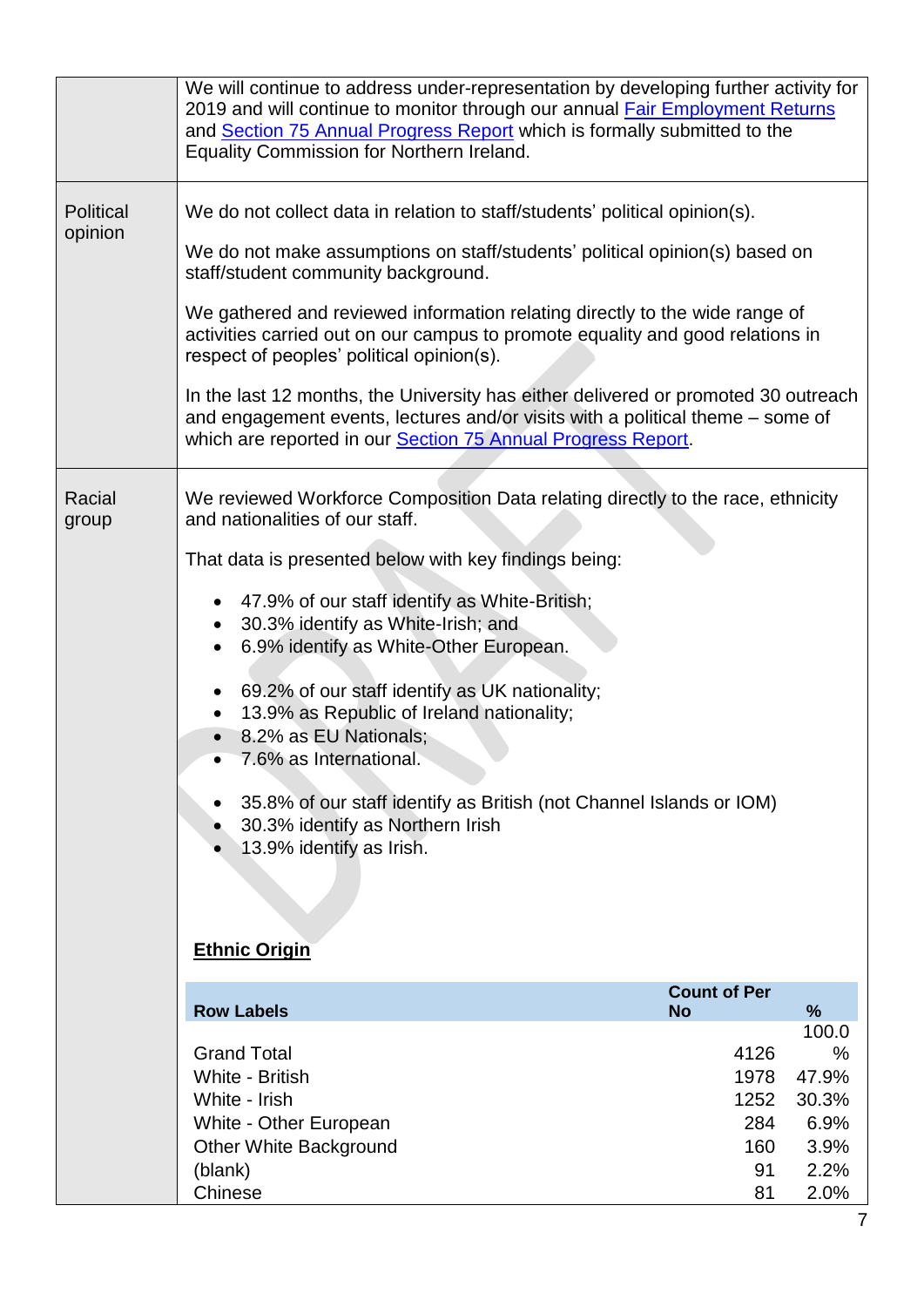| | |
|---|---|
| | We will continue to address under-representation by developing further activity for 2019 and will continue to monitor through our annual Fair Employment Returns and Section 75 Annual Progress Report which is formally submitted to the Equality Commission for Northern Ireland. |
| Political opinion | We do not collect data in relation to staff/students' political opinion(s).<br><br>We do not make assumptions on staff/students' political opinion(s) based on staff/student community background.<br><br>We gathered and reviewed information relating directly to the wide range of activities carried out on our campus to promote equality and good relations in respect of peoples' political opinion(s).<br><br>In the last 12 months, the University has either delivered or promoted 30 outreach and engagement events, lectures and/or visits with a political theme – some of which are reported in our Section 75 Annual Progress Report. |
| Racial group | We reviewed Workforce Composition Data relating directly to the race, ethnicity and nationalities of our staff.<br><br>That data is presented below with key findings being:<br><br>• 47.9% of our staff identify as White-British;<br>• 30.3% identify as White-Irish; and<br>• 6.9% identify as White-Other European.<br><br>• 69.2% of our staff identify as UK nationality;<br>• 13.9% as Republic of Ireland nationality;<br>• 8.2% as EU Nationals;<br>• 7.6% as International.<br><br>• 35.8% of our staff identify as British (not Channel Islands or IOM)<br>• 30.3% identify as Northern Irish<br>• 13.9% identify as Irish. |

**Ethnic Origin**

| Row Labels | Count of Per No | % |
|---|---|---|
| Grand Total | 4126 | 100.0 % |
| White - British | 1978 | 47.9% |
| White - Irish | 1252 | 30.3% |
| White - Other European | 284 | 6.9% |
| Other White Background | 160 | 3.9% |
| (blank) | 91 | 2.2% |
| Chinese | 81 | 2.0% |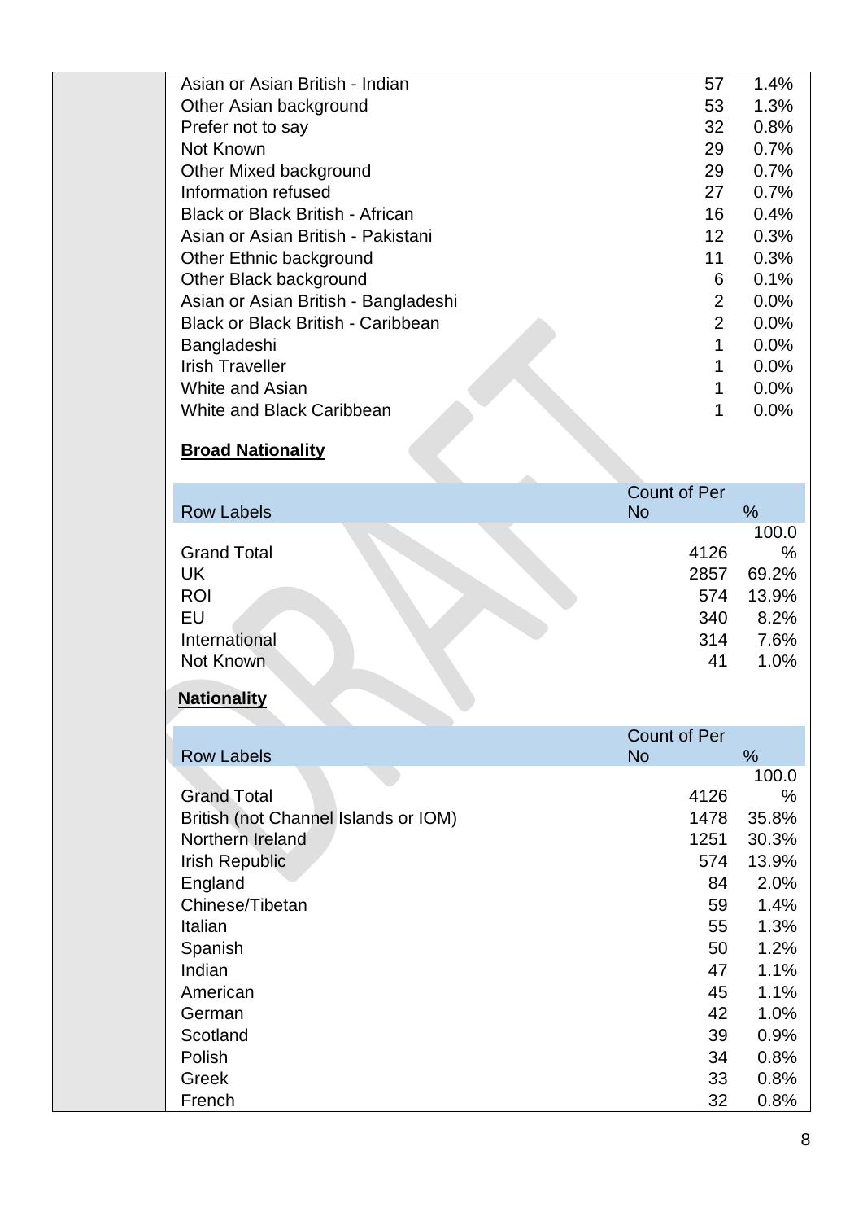| | | |
|---|---|---|
| Asian or Asian British - Indian | 57 | 1.4% |
| Other Asian background | 53 | 1.3% |
| Prefer not to say | 32 | 0.8% |
| Not Known | 29 | 0.7% |
| Other Mixed background | 29 | 0.7% |
| Information refused | 27 | 0.7% |
| Black or Black British - African | 16 | 0.4% |
| Asian or Asian British - Pakistani | 12 | 0.3% |
| Other Ethnic background | 11 | 0.3% |
| Other Black background | 6 | 0.1% |
| Asian or Asian British - Bangladeshi | 2 | 0.0% |
| Black or Black British - Caribbean | 2 | 0.0% |
| Bangladeshi | 1 | 0.0% |
| Irish Traveller | 1 | 0.0% |
| White and Asian | 1 | 0.0% |
| White and Black Caribbean | 1 | 0.0% |

**Broad Nationality**

| Row Labels | Count of Per No | % |
|---|---|---|
| Grand Total | 4126 | 100.0 % |
| UK | 2857 | 69.2% |
| ROI | 574 | 13.9% |
| EU | 340 | 8.2% |
| International | 314 | 7.6% |
| Not Known | 41 | 1.0% |

**Nationality**

| Row Labels | Count of Per No | % |
|---|---|---|
| Grand Total | 4126 | 100.0 % |
| British (not Channel Islands or IOM) | 1478 | 35.8% |
| Northern Ireland | 1251 | 30.3% |
| Irish Republic | 574 | 13.9% |
| England | 84 | 2.0% |
| Chinese/Tibetan | 59 | 1.4% |
| Italian | 55 | 1.3% |
| Spanish | 50 | 1.2% |
| Indian | 47 | 1.1% |
| American | 45 | 1.1% |
| German | 42 | 1.0% |
| Scotland | 39 | 0.9% |
| Polish | 34 | 0.8% |
| Greek | 33 | 0.8% |
| French | 32 | 0.8% |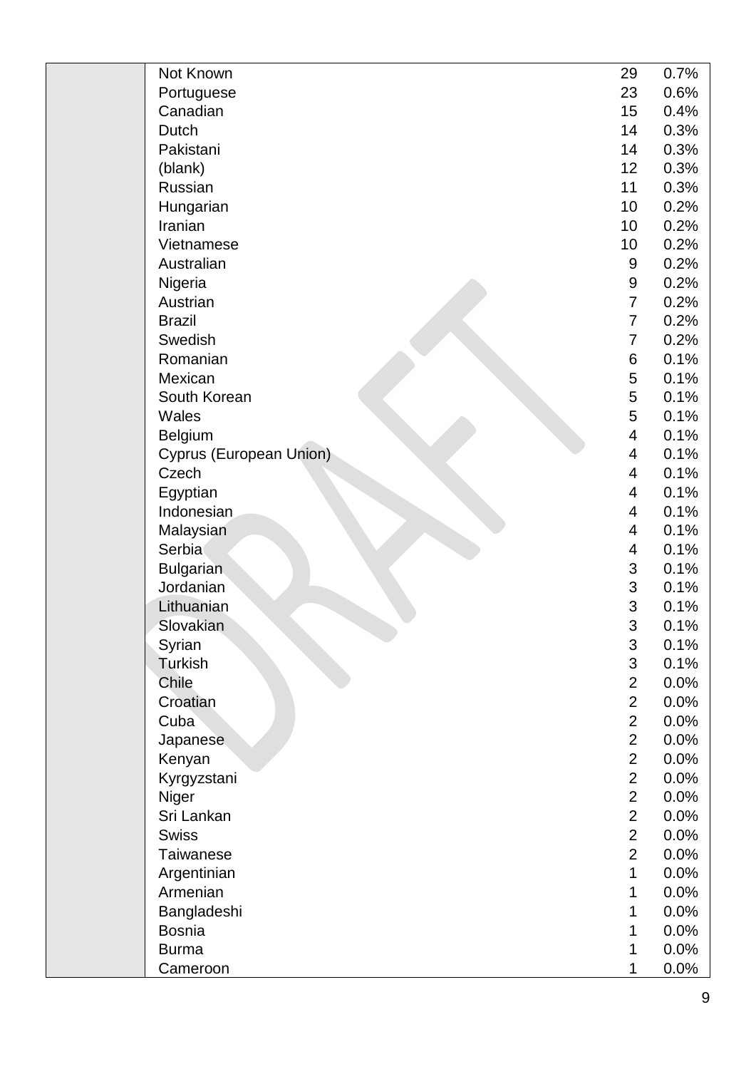|  |  |  |  |
|---|---|---|---|
|  | Not Known | 29 | 0.7% |
|  | Portuguese | 23 | 0.6% |
|  | Canadian | 15 | 0.4% |
|  | Dutch | 14 | 0.3% |
|  | Pakistani | 14 | 0.3% |
|  | (blank) | 12 | 0.3% |
|  | Russian | 11 | 0.3% |
|  | Hungarian | 10 | 0.2% |
|  | Iranian | 10 | 0.2% |
|  | Vietnamese | 10 | 0.2% |
|  | Australian | 9 | 0.2% |
|  | Nigeria | 9 | 0.2% |
|  | Austrian | 7 | 0.2% |
|  | Brazil | 7 | 0.2% |
|  | Swedish | 7 | 0.2% |
|  | Romanian | 6 | 0.1% |
|  | Mexican | 5 | 0.1% |
|  | South Korean | 5 | 0.1% |
|  | Wales | 5 | 0.1% |
|  | Belgium | 4 | 0.1% |
|  | Cyprus (European Union) | 4 | 0.1% |
|  | Czech | 4 | 0.1% |
|  | Egyptian | 4 | 0.1% |
|  | Indonesian | 4 | 0.1% |
|  | Malaysian | 4 | 0.1% |
|  | Serbia | 4 | 0.1% |
|  | Bulgarian | 3 | 0.1% |
|  | Jordanian | 3 | 0.1% |
|  | Lithuanian | 3 | 0.1% |
|  | Slovakian | 3 | 0.1% |
|  | Syrian | 3 | 0.1% |
|  | Turkish | 3 | 0.1% |
|  | Chile | 2 | 0.0% |
|  | Croatian | 2 | 0.0% |
|  | Cuba | 2 | 0.0% |
|  | Japanese | 2 | 0.0% |
|  | Kenyan | 2 | 0.0% |
|  | Kyrgyzstani | 2 | 0.0% |
|  | Niger | 2 | 0.0% |
|  | Sri Lankan | 2 | 0.0% |
|  | Swiss | 2 | 0.0% |
|  | Taiwanese | 2 | 0.0% |
|  | Argentinian | 1 | 0.0% |
|  | Armenian | 1 | 0.0% |
|  | Bangladeshi | 1 | 0.0% |
|  | Bosnia | 1 | 0.0% |
|  | Burma | 1 | 0.0% |
|  | Cameroon | 1 | 0.0% |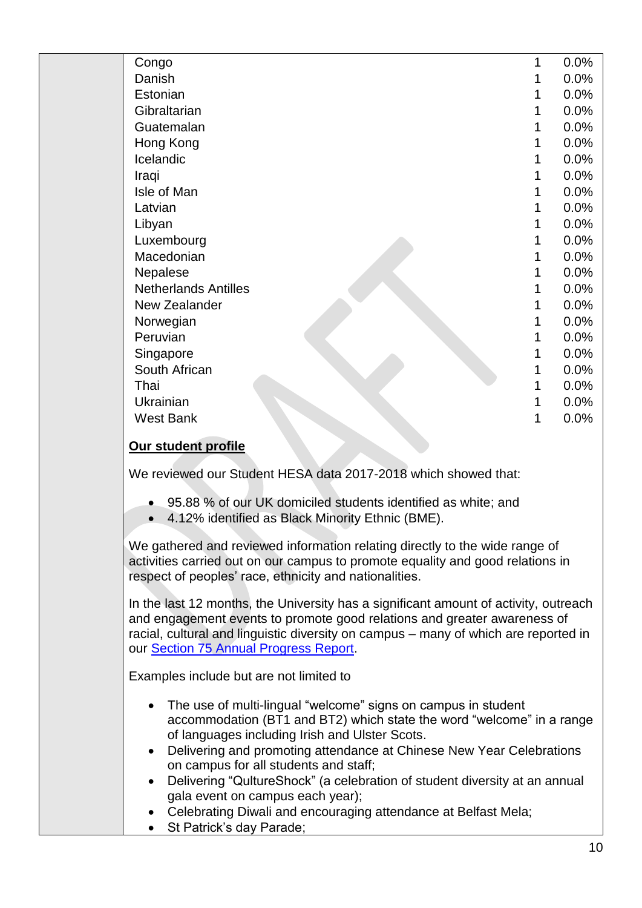| | | |
|---|---|---|
| Congo | 1 | 0.0% |
| Danish | 1 | 0.0% |
| Estonian | 1 | 0.0% |
| Gibraltarian | 1 | 0.0% |
| Guatemalan | 1 | 0.0% |
| Hong Kong | 1 | 0.0% |
| Icelandic | 1 | 0.0% |
| Iraqi | 1 | 0.0% |
| Isle of Man | 1 | 0.0% |
| Latvian | 1 | 0.0% |
| Libyan | 1 | 0.0% |
| Luxembourg | 1 | 0.0% |
| Macedonian | 1 | 0.0% |
| Nepalese | 1 | 0.0% |
| Netherlands Antilles | 1 | 0.0% |
| New Zealander | 1 | 0.0% |
| Norwegian | 1 | 0.0% |
| Peruvian | 1 | 0.0% |
| Singapore | 1 | 0.0% |
| South African | 1 | 0.0% |
| Thai | 1 | 0.0% |
| Ukrainian | 1 | 0.0% |
| West Bank | 1 | 0.0% |

**Our student profile**

We reviewed our Student HESA data 2017-2018 which showed that:

- 95.88 % of our UK domiciled students identified as white; and
- 4.12% identified as Black Minority Ethnic (BME).

We gathered and reviewed information relating directly to the wide range of activities carried out on our campus to promote equality and good relations in respect of peoples' race, ethnicity and nationalities.

In the last 12 months, the University has a significant amount of activity, outreach and engagement events to promote good relations and greater awareness of racial, cultural and linguistic diversity on campus – many of which are reported in our Section 75 Annual Progress Report.

Examples include but are not limited to

- The use of multi-lingual "welcome" signs on campus in student accommodation (BT1 and BT2) which state the word "welcome" in a range of languages including Irish and Ulster Scots.
- Delivering and promoting attendance at Chinese New Year Celebrations on campus for all students and staff;
- Delivering "QultureShock" (a celebration of student diversity at an annual gala event on campus each year);
- Celebrating Diwali and encouraging attendance at Belfast Mela;
- St Patrick's day Parade;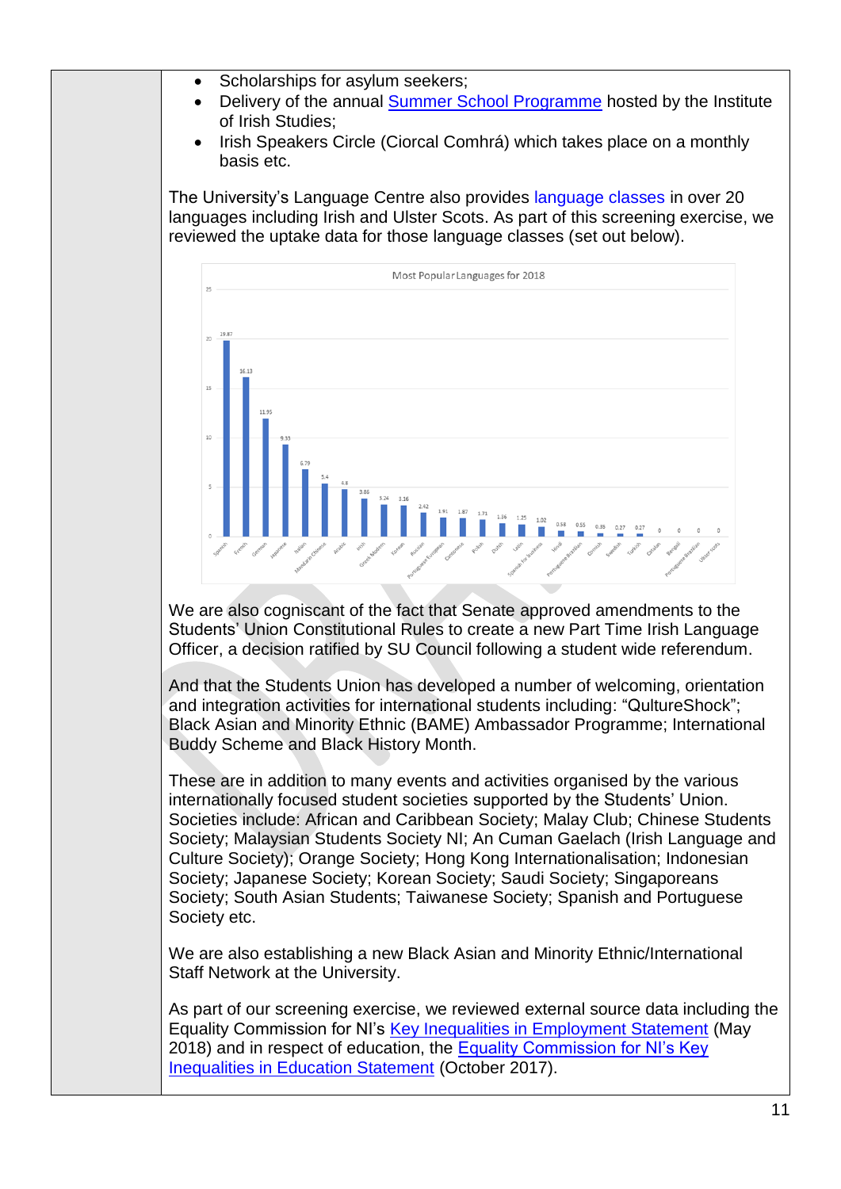- Scholarships for asylum seekers;
- Delivery of the annual Summer School Programme hosted by the Institute of Irish Studies;
- Irish Speakers Circle (Ciorcal Comhrá) which takes place on a monthly basis etc.

The University's Language Centre also provides language classes in over 20 languages including Irish and Ulster Scots. As part of this screening exercise, we reviewed the uptake data for those language classes (set out below).

**Most Popular Languages for 2018**

| Language | Value |
|---|---|
| Spanish | 19.87 |
| French | 16.13 |
| German | 11.95 |
| Japanese | 9.33 |
| Italian | 6.79 |
| Mandarin Chinese | 5.4 |
| Arabic | 4.8 |
| Irish | 3.86 |
| Greek Modern | 3.24 |
| Korean | 3.16 |
| Russian | 2.42 |
| Portuguese European | 1.91 |
| Cantonese | 1.87 |
| Polish | 1.71 |
| Dutch | 1.36 |
| Latin | 1.25 |
| Spanish for Students | 1.02 |
| Hindi | 0.58 |
| Portuguese Brazilian | 0.55 |
| Danish | 0.35 |
| Swedish | 0.27 |
| Turkish | 0.27 |
| Catalan | 0 |
| Bengali | 0 |
| Portuguese Brazilian | 0 |
| Ulster Scots | 0 |

We are also cogniscant of the fact that Senate approved amendments to the Students' Union Constitutional Rules to create a new Part Time Irish Language Officer, a decision ratified by SU Council following a student wide referendum.

And that the Students Union has developed a number of welcoming, orientation and integration activities for international students including: "QultureShock"; Black Asian and Minority Ethnic (BAME) Ambassador Programme; International Buddy Scheme and Black History Month.

These are in addition to many events and activities organised by the various internationally focused student societies supported by the Students' Union. Societies include: African and Caribbean Society; Malay Club; Chinese Students Society; Malaysian Students Society NI; An Cuman Gaelach (Irish Language and Culture Society); Orange Society; Hong Kong Internationalisation; Indonesian Society; Japanese Society; Korean Society; Saudi Society; Singaporeans Society; South Asian Students; Taiwanese Society; Spanish and Portuguese Society etc.

We are also establishing a new Black Asian and Minority Ethnic/International Staff Network at the University.

As part of our screening exercise, we reviewed external source data including the Equality Commission for NI's Key Inequalities in Employment Statement (May 2018) and in respect of education, the Equality Commission for NI's Key Inequalities in Education Statement (October 2017).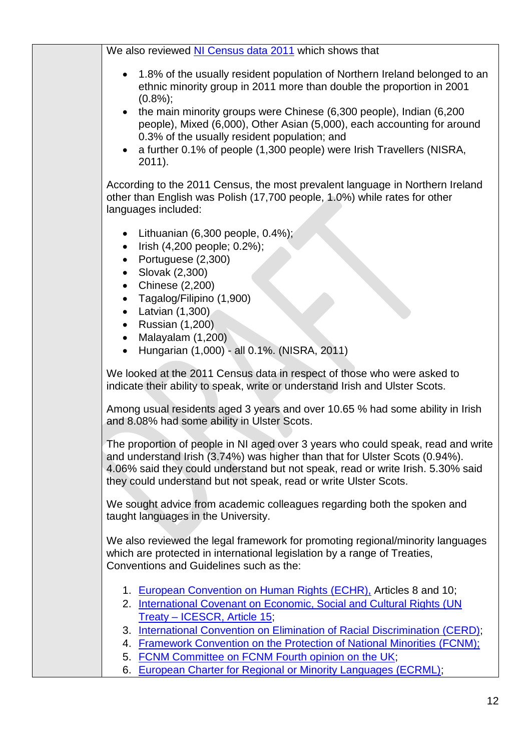We also reviewed NI Census data 2011 which shows that

- 1.8% of the usually resident population of Northern Ireland belonged to an ethnic minority group in 2011 more than double the proportion in 2001 (0.8%);
- the main minority groups were Chinese (6,300 people), Indian (6,200 people), Mixed (6,000), Other Asian (5,000), each accounting for around 0.3% of the usually resident population; and
- a further 0.1% of people (1,300 people) were Irish Travellers (NISRA, 2011).

According to the 2011 Census, the most prevalent language in Northern Ireland other than English was Polish (17,700 people, 1.0%) while rates for other languages included:

- Lithuanian (6,300 people, 0.4%);
- Irish (4,200 people; 0.2%);
- Portuguese (2,300)
- Slovak (2,300)
- Chinese (2,200)
- Tagalog/Filipino (1,900)
- Latvian (1,300)
- Russian (1,200)
- Malayalam (1,200)
- Hungarian (1,000) - all 0.1%. (NISRA, 2011)

We looked at the 2011 Census data in respect of those who were asked to indicate their ability to speak, write or understand Irish and Ulster Scots.

Among usual residents aged 3 years and over 10.65 % had some ability in Irish and 8.08% had some ability in Ulster Scots.

The proportion of people in NI aged over 3 years who could speak, read and write and understand Irish (3.74%) was higher than that for Ulster Scots (0.94%). 4.06% said they could understand but not speak, read or write Irish. 5.30% said they could understand but not speak, read or write Ulster Scots.

We sought advice from academic colleagues regarding both the spoken and taught languages in the University.

We also reviewed the legal framework for promoting regional/minority languages which are protected in international legislation by a range of Treaties, Conventions and Guidelines such as the:

1. European Convention on Human Rights (ECHR), Articles 8 and 10;
2. International Covenant on Economic, Social and Cultural Rights (UN Treaty – ICESCR, Article 15;
3. International Convention on Elimination of Racial Discrimination (CERD);
4. Framework Convention on the Protection of National Minorities (FCNM);
5. FCNM Committee on FCNM Fourth opinion on the UK;
6. European Charter for Regional or Minority Languages (ECRML);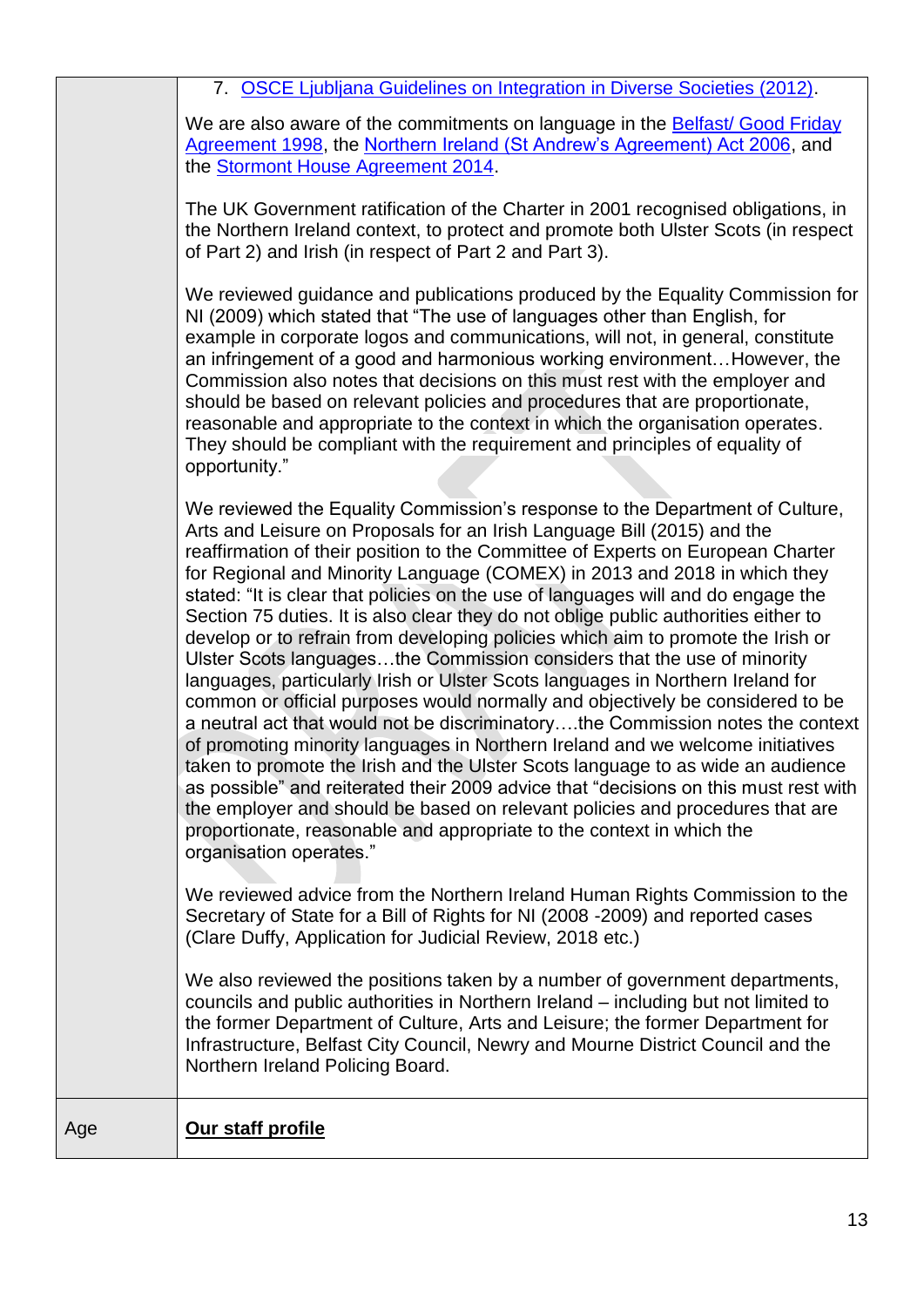| | |
|---|---|
| | 7. OSCE Ljubljana Guidelines on Integration in Diverse Societies (2012).<br><br>We are also aware of the commitments on language in the Belfast/ Good Friday Agreement 1998, the Northern Ireland (St Andrew's Agreement) Act 2006, and the Stormont House Agreement 2014.<br><br>The UK Government ratification of the Charter in 2001 recognised obligations, in the Northern Ireland context, to protect and promote both Ulster Scots (in respect of Part 2) and Irish (in respect of Part 2 and Part 3).<br><br>We reviewed guidance and publications produced by the Equality Commission for NI (2009) which stated that "The use of languages other than English, for example in corporate logos and communications, will not, in general, constitute an infringement of a good and harmonious working environment…However, the Commission also notes that decisions on this must rest with the employer and should be based on relevant policies and procedures that are proportionate, reasonable and appropriate to the context in which the organisation operates. They should be compliant with the requirement and principles of equality of opportunity."<br><br>We reviewed the Equality Commission's response to the Department of Culture, Arts and Leisure on Proposals for an Irish Language Bill (2015) and the reaffirmation of their position to the Committee of Experts on European Charter for Regional and Minority Language (COMEX) in 2013 and 2018 in which they stated: "It is clear that policies on the use of languages will and do engage the Section 75 duties. It is also clear they do not oblige public authorities either to develop or to refrain from developing policies which aim to promote the Irish or Ulster Scots languages…the Commission considers that the use of minority languages, particularly Irish or Ulster Scots languages in Northern Ireland for common or official purposes would normally and objectively be considered to be a neutral act that would not be discriminatory….the Commission notes the context of promoting minority languages in Northern Ireland and we welcome initiatives taken to promote the Irish and the Ulster Scots language to as wide an audience as possible" and reiterated their 2009 advice that "decisions on this must rest with the employer and should be based on relevant policies and procedures that are proportionate, reasonable and appropriate to the context in which the organisation operates."<br><br>We reviewed advice from the Northern Ireland Human Rights Commission to the Secretary of State for a Bill of Rights for NI (2008 -2009) and reported cases (Clare Duffy, Application for Judicial Review, 2018 etc.)<br><br>We also reviewed the positions taken by a number of government departments, councils and public authorities in Northern Ireland – including but not limited to the former Department of Culture, Arts and Leisure; the former Department for Infrastructure, Belfast City Council, Newry and Mourne District Council and the Northern Ireland Policing Board. |
| Age | **Our staff profile** |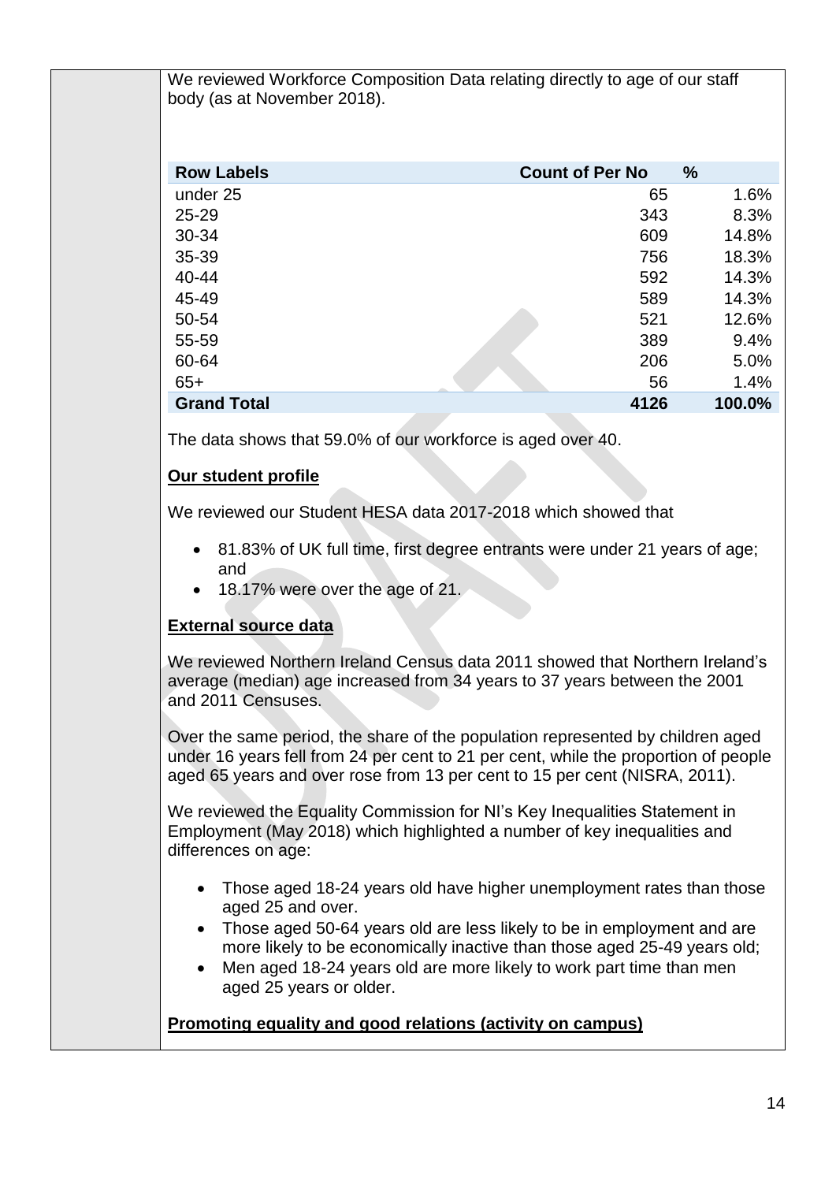We reviewed Workforce Composition Data relating directly to age of our staff body (as at November 2018).

| Row Labels | Count of Per No | % |
|---|---|---|
| under 25 | 65 | 1.6% |
| 25-29 | 343 | 8.3% |
| 30-34 | 609 | 14.8% |
| 35-39 | 756 | 18.3% |
| 40-44 | 592 | 14.3% |
| 45-49 | 589 | 14.3% |
| 50-54 | 521 | 12.6% |
| 55-59 | 389 | 9.4% |
| 60-64 | 206 | 5.0% |
| 65+ | 56 | 1.4% |
| **Grand Total** | **4126** | **100.0%** |

The data shows that 59.0% of our workforce is aged over 40.

**Our student profile**

We reviewed our Student HESA data 2017-2018 which showed that

- 81.83% of UK full time, first degree entrants were under 21 years of age; and
- 18.17% were over the age of 21.

**External source data**

We reviewed Northern Ireland Census data 2011 showed that Northern Ireland's average (median) age increased from 34 years to 37 years between the 2001 and 2011 Censuses.

Over the same period, the share of the population represented by children aged under 16 years fell from 24 per cent to 21 per cent, while the proportion of people aged 65 years and over rose from 13 per cent to 15 per cent (NISRA, 2011).

We reviewed the Equality Commission for NI's Key Inequalities Statement in Employment (May 2018) which highlighted a number of key inequalities and differences on age:

- Those aged 18-24 years old have higher unemployment rates than those aged 25 and over.
- Those aged 50-64 years old are less likely to be in employment and are more likely to be economically inactive than those aged 25-49 years old;
- Men aged 18-24 years old are more likely to work part time than men aged 25 years or older.

**Promoting equality and good relations (activity on campus)**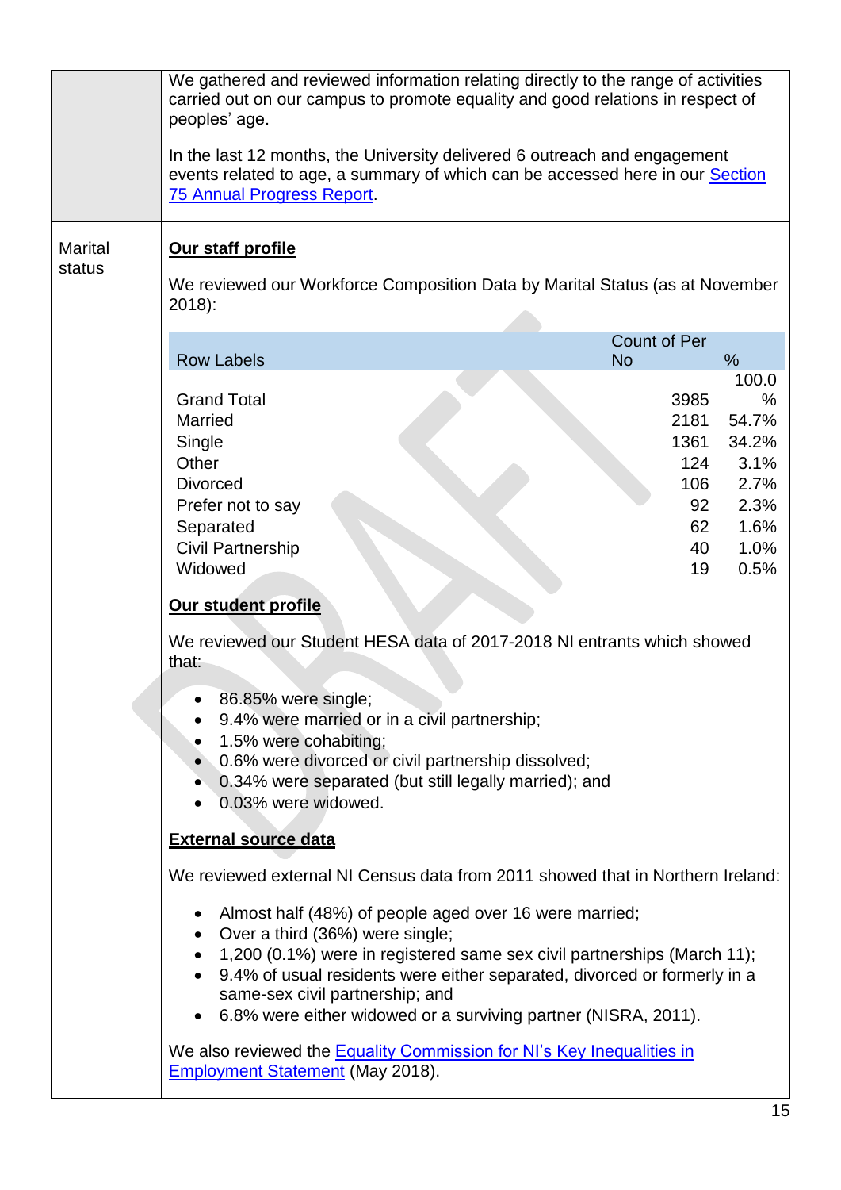| | |
|---|---|
| | We gathered and reviewed information relating directly to the range of activities carried out on our campus to promote equality and good relations in respect of peoples' age.<br><br>In the last 12 months, the University delivered 6 outreach and engagement events related to age, a summary of which can be accessed here in our [Section 75 Annual Progress Report](). |
| Marital status | **Our staff profile**<br><br>We reviewed our Workforce Composition Data by Marital Status (as at November 2018): |

| Row Labels | Count of Per No | % |
|---|---|---|
| Grand Total | 3985 | 100.0 % |
| Married | 2181 | 54.7% |
| Single | 1361 | 34.2% |
| Other | 124 | 3.1% |
| Divorced | 106 | 2.7% |
| Prefer not to say | 92 | 2.3% |
| Separated | 62 | 1.6% |
| Civil Partnership | 40 | 1.0% |
| Widowed | 19 | 0.5% |

**Our student profile**

We reviewed our Student HESA data of 2017-2018 NI entrants which showed that:

- 86.85% were single;
- 9.4% were married or in a civil partnership;
- 1.5% were cohabiting;
- 0.6% were divorced or civil partnership dissolved;
- 0.34% were separated (but still legally married); and
- 0.03% were widowed.

**External source data**

We reviewed external NI Census data from 2011 showed that in Northern Ireland:

- Almost half (48%) of people aged over 16 were married;
- Over a third (36%) were single;
- 1,200 (0.1%) were in registered same sex civil partnerships (March 11);
- 9.4% of usual residents were either separated, divorced or formerly in a same-sex civil partnership; and
- 6.8% were either widowed or a surviving partner (NISRA, 2011).

We also reviewed the [Equality Commission for NI's Key Inequalities in Employment Statement]() (May 2018).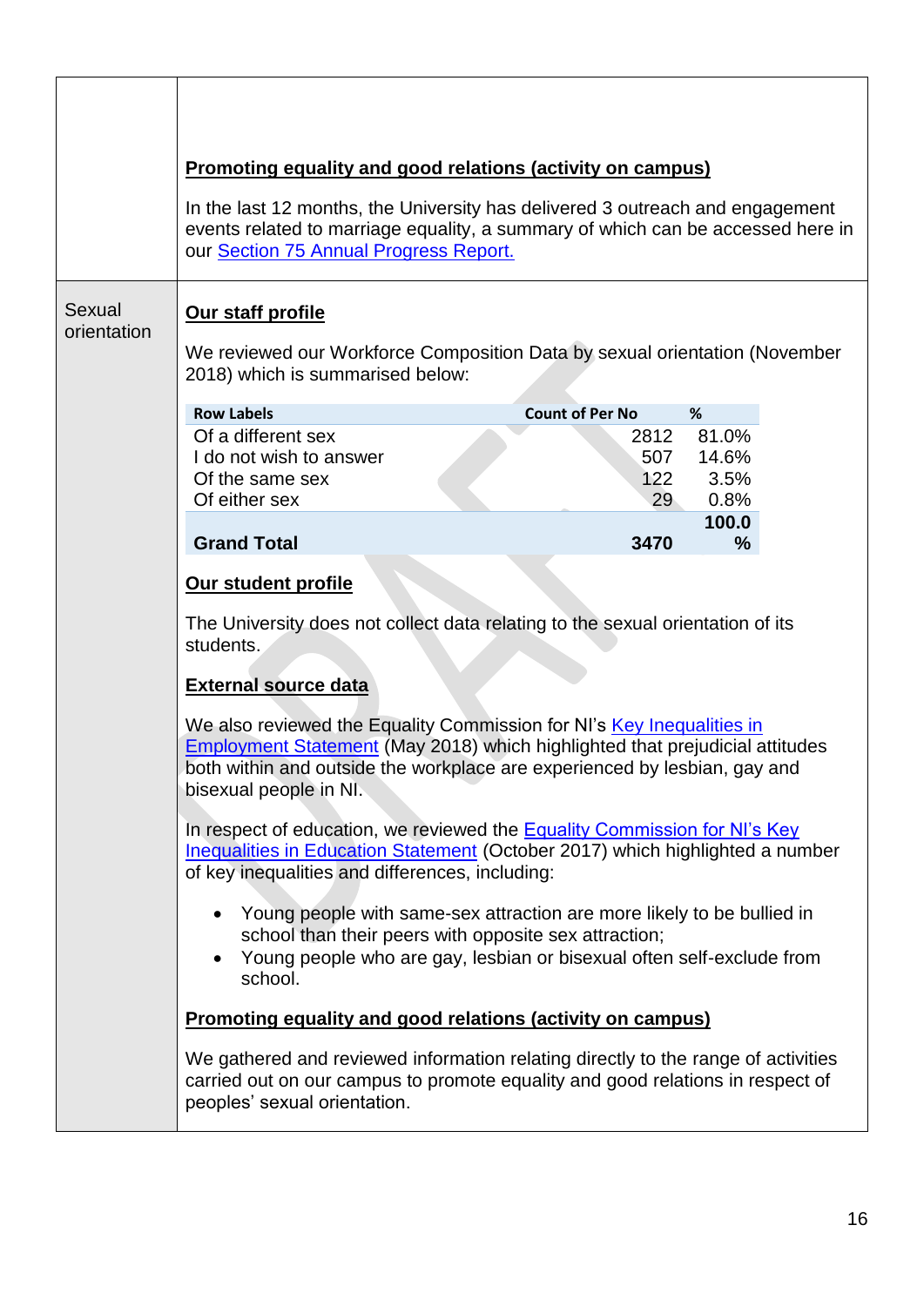**Promoting equality and good relations (activity on campus)**

In the last 12 months, the University has delivered 3 outreach and engagement events related to marriage equality, a summary of which can be accessed here in our [Section 75 Annual Progress Report.]()

## Sexual orientation

**Our staff profile**

We reviewed our Workforce Composition Data by sexual orientation (November 2018) which is summarised below:

| Row Labels | Count of Per No | % |
|---|---|---|
| Of a different sex | 2812 | 81.0% |
| I do not wish to answer | 507 | 14.6% |
| Of the same sex | 122 | 3.5% |
| Of either sex | 29 | 0.8% |
| **Grand Total** | **3470** | **100.0%** |

**Our student profile**

The University does not collect data relating to the sexual orientation of its students.

**External source data**

We also reviewed the Equality Commission for NI's [Key Inequalities in Employment Statement]() (May 2018) which highlighted that prejudicial attitudes both within and outside the workplace are experienced by lesbian, gay and bisexual people in NI.

In respect of education, we reviewed the [Equality Commission for NI's Key Inequalities in Education Statement]() (October 2017) which highlighted a number of key inequalities and differences, including:

- Young people with same-sex attraction are more likely to be bullied in school than their peers with opposite sex attraction;
- Young people who are gay, lesbian or bisexual often self-exclude from school.

**Promoting equality and good relations (activity on campus)**

We gathered and reviewed information relating directly to the range of activities carried out on our campus to promote equality and good relations in respect of peoples' sexual orientation.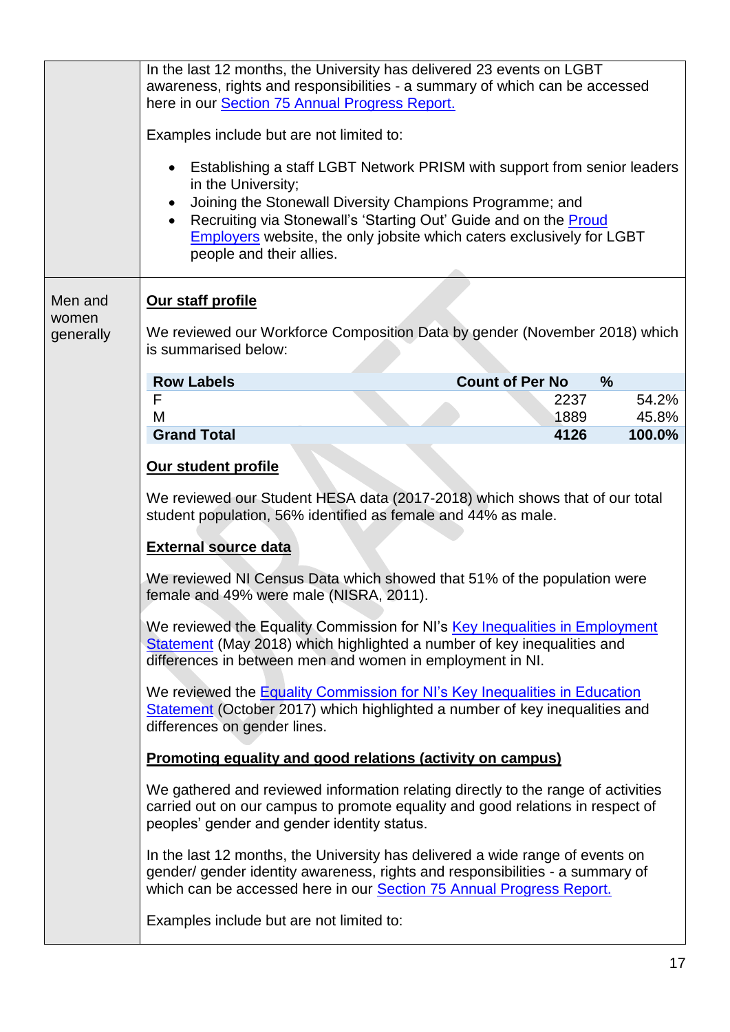| | |
|---|---|
| | In the last 12 months, the University has delivered 23 events on LGBT awareness, rights and responsibilities - a summary of which can be accessed here in our Section 75 Annual Progress Report.<br><br>Examples include but are not limited to:<br><br>• Establishing a staff LGBT Network PRISM with support from senior leaders in the University;<br>• Joining the Stonewall Diversity Champions Programme; and<br>• Recruiting via Stonewall's 'Starting Out' Guide and on the Proud Employers website, the only jobsite which caters exclusively for LGBT people and their allies. |
| Men and women generally | **Our staff profile**<br><br>We reviewed our Workforce Composition Data by gender (November 2018) which is summarised below:<br><br>**Row Labels** / **Count of Per No** / **%**<br>F / 2237 / 54.2%<br>M / 1889 / 45.8%<br>**Grand Total** / **4126** / **100.0%**<br><br>**Our student profile**<br><br>We reviewed our Student HESA data (2017-2018) which shows that of our total student population, 56% identified as female and 44% as male.<br><br>**External source data**<br><br>We reviewed NI Census Data which showed that 51% of the population were female and 49% were male (NISRA, 2011).<br><br>We reviewed the Equality Commission for NI's Key Inequalities in Employment Statement (May 2018) which highlighted a number of key inequalities and differences in between men and women in employment in NI.<br><br>We reviewed the Equality Commission for NI's Key Inequalities in Education Statement (October 2017) which highlighted a number of key inequalities and differences on gender lines.<br><br>**Promoting equality and good relations (activity on campus)**<br><br>We gathered and reviewed information relating directly to the range of activities carried out on our campus to promote equality and good relations in respect of peoples' gender and gender identity status.<br><br>In the last 12 months, the University has delivered a wide range of events on gender/ gender identity awareness, rights and responsibilities - a summary of which can be accessed here in our Section 75 Annual Progress Report.<br><br>Examples include but are not limited to: |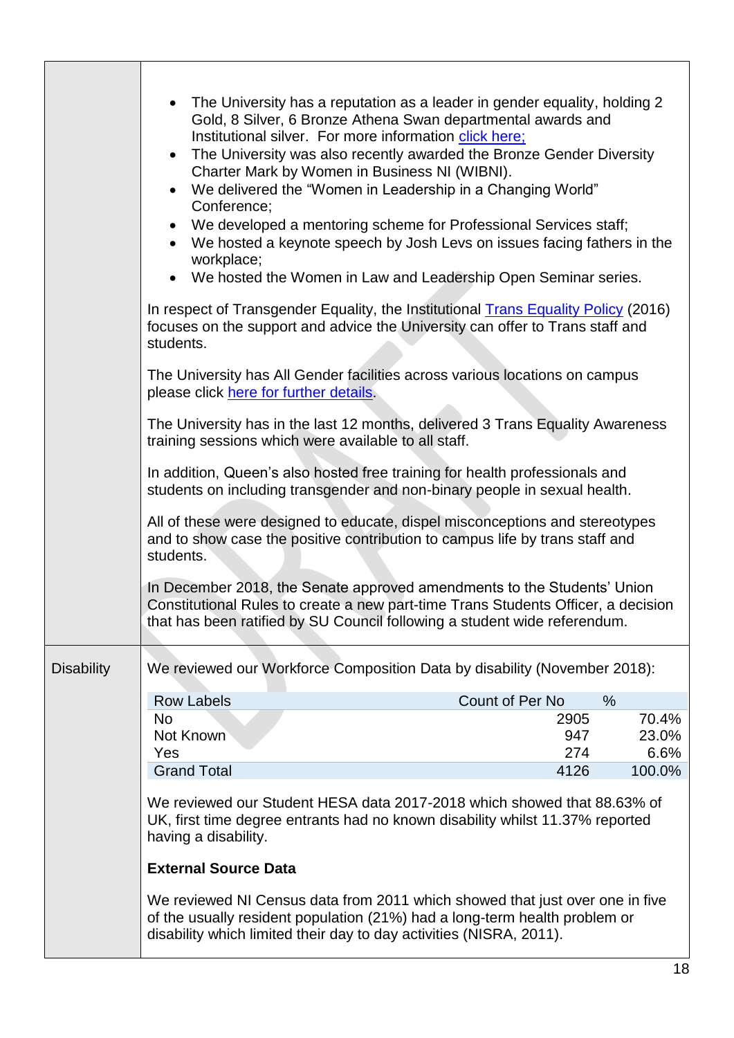|  |  |
|---|---|
|  | • The University has a reputation as a leader in gender equality, holding 2 Gold, 8 Silver, 6 Bronze Athena Swan departmental awards and Institutional silver. For more information click here;<br>• The University was also recently awarded the Bronze Gender Diversity Charter Mark by Women in Business NI (WIBNI).<br>• We delivered the "Women in Leadership in a Changing World" Conference;<br>• We developed a mentoring scheme for Professional Services staff;<br>• We hosted a keynote speech by Josh Levs on issues facing fathers in the workplace;<br>• We hosted the Women in Law and Leadership Open Seminar series.<br><br>In respect of Transgender Equality, the Institutional Trans Equality Policy (2016) focuses on the support and advice the University can offer to Trans staff and students.<br><br>The University has All Gender facilities across various locations on campus please click here for further details.<br><br>The University has in the last 12 months, delivered 3 Trans Equality Awareness training sessions which were available to all staff.<br><br>In addition, Queen's also hosted free training for health professionals and students on including transgender and non-binary people in sexual health.<br><br>All of these were designed to educate, dispel misconceptions and stereotypes and to show case the positive contribution to campus life by trans staff and students.<br><br>In December 2018, the Senate approved amendments to the Students' Union Constitutional Rules to create a new part-time Trans Students Officer, a decision that has been ratified by SU Council following a student wide referendum. |
| Disability | We reviewed our Workforce Composition Data by disability (November 2018):<br><br>Row Labels / Count of Per No / %<br>No: 2905 (70.4%)<br>Not Known: 947 (23.0%)<br>Yes: 274 (6.6%)<br>Grand Total: 4126 (100.0%)<br><br>We reviewed our Student HESA data 2017-2018 which showed that 88.63% of UK, first time degree entrants had no known disability whilst 11.37% reported having a disability.<br><br>**External Source Data**<br><br>We reviewed NI Census data from 2011 which showed that just over one in five of the usually resident population (21%) had a long-term health problem or disability which limited their day to day activities (NISRA, 2011). |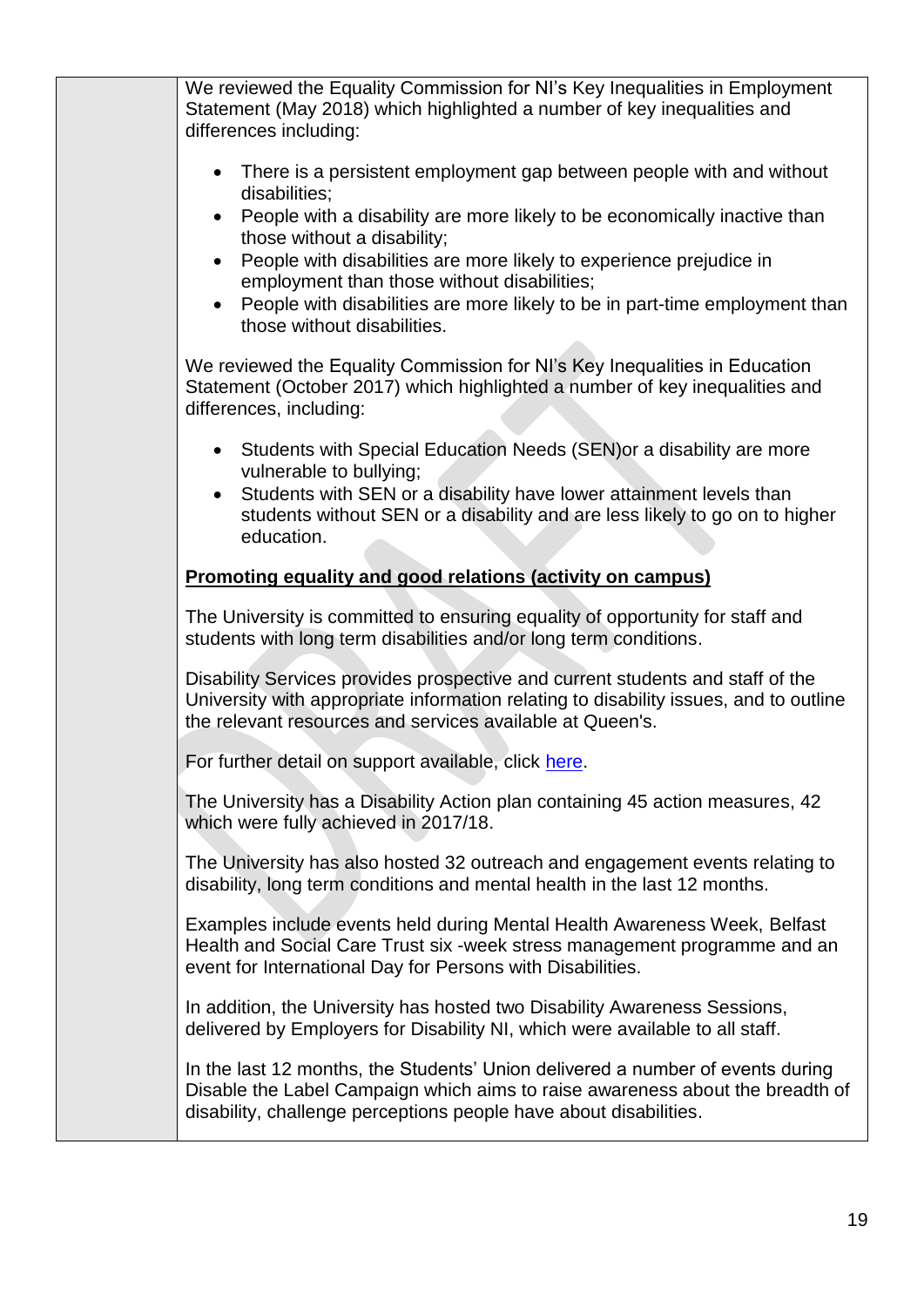We reviewed the Equality Commission for NI's Key Inequalities in Employment Statement (May 2018) which highlighted a number of key inequalities and differences including:

- There is a persistent employment gap between people with and without disabilities;
- People with a disability are more likely to be economically inactive than those without a disability;
- People with disabilities are more likely to experience prejudice in employment than those without disabilities;
- People with disabilities are more likely to be in part-time employment than those without disabilities.

We reviewed the Equality Commission for NI's Key Inequalities in Education Statement (October 2017) which highlighted a number of key inequalities and differences, including:

- Students with Special Education Needs (SEN)or a disability are more vulnerable to bullying;
- Students with SEN or a disability have lower attainment levels than students without SEN or a disability and are less likely to go on to higher education.

**Promoting equality and good relations (activity on campus)**

The University is committed to ensuring equality of opportunity for staff and students with long term disabilities and/or long term conditions.

Disability Services provides prospective and current students and staff of the University with appropriate information relating to disability issues, and to outline the relevant resources and services available at Queen's.

For further detail on support available, click here.

The University has a Disability Action plan containing 45 action measures, 42 which were fully achieved in 2017/18.

The University has also hosted 32 outreach and engagement events relating to disability, long term conditions and mental health in the last 12 months.

Examples include events held during Mental Health Awareness Week, Belfast Health and Social Care Trust six -week stress management programme and an event for International Day for Persons with Disabilities.

In addition, the University has hosted two Disability Awareness Sessions, delivered by Employers for Disability NI, which were available to all staff.

In the last 12 months, the Students' Union delivered a number of events during Disable the Label Campaign which aims to raise awareness about the breadth of disability, challenge perceptions people have about disabilities.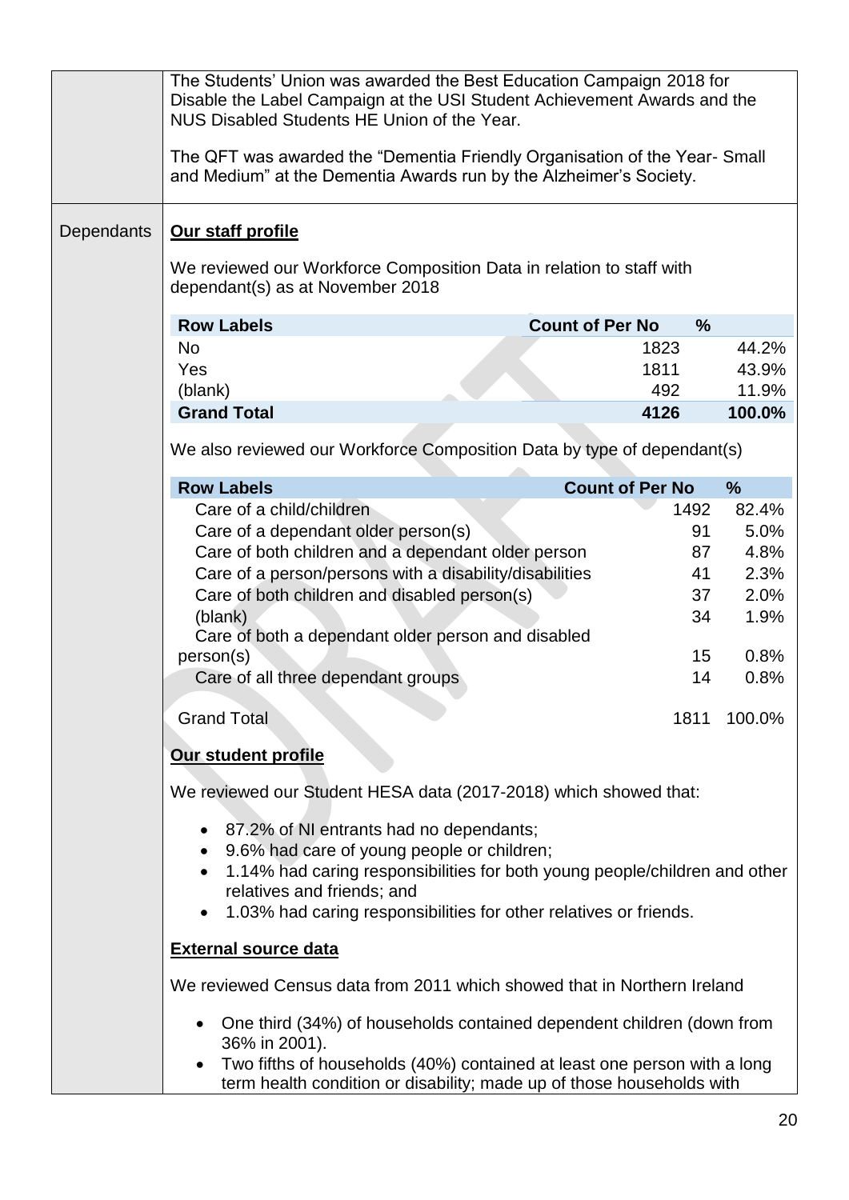| | |
|---|---|
| | The Students' Union was awarded the Best Education Campaign 2018 for Disable the Label Campaign at the USI Student Achievement Awards and the NUS Disabled Students HE Union of the Year.<br><br>The QFT was awarded the "Dementia Friendly Organisation of the Year- Small and Medium" at the Dementia Awards run by the Alzheimer's Society. |
| Dependants | **Our staff profile** |

**Our staff profile**

We reviewed our Workforce Composition Data in relation to staff with dependant(s) as at November 2018

| Row Labels | Count of Per No | % |
|---|---|---|
| No | 1823 | 44.2% |
| Yes | 1811 | 43.9% |
| (blank) | 492 | 11.9% |
| **Grand Total** | **4126** | **100.0%** |

We also reviewed our Workforce Composition Data by type of dependant(s)

| Row Labels | Count of Per No | % |
|---|---|---|
| Care of a child/children | 1492 | 82.4% |
| Care of a dependant older person(s) | 91 | 5.0% |
| Care of both children and a dependant older person | 87 | 4.8% |
| Care of a person/persons with a disability/disabilities | 41 | 2.3% |
| Care of both children and disabled person(s) | 37 | 2.0% |
| (blank) | 34 | 1.9% |
| Care of both a dependant older person and disabled person(s) | 15 | 0.8% |
| Care of all three dependant groups | 14 | 0.8% |
| Grand Total | 1811 | 100.0% |

**Our student profile**

We reviewed our Student HESA data (2017-2018) which showed that:

- 87.2% of NI entrants had no dependants;
- 9.6% had care of young people or children;
- 1.14% had caring responsibilities for both young people/children and other relatives and friends; and
- 1.03% had caring responsibilities for other relatives or friends.

**External source data**

We reviewed Census data from 2011 which showed that in Northern Ireland

- One third (34%) of households contained dependent children (down from 36% in 2001).
- Two fifths of households (40%) contained at least one person with a long term health condition or disability; made up of those households with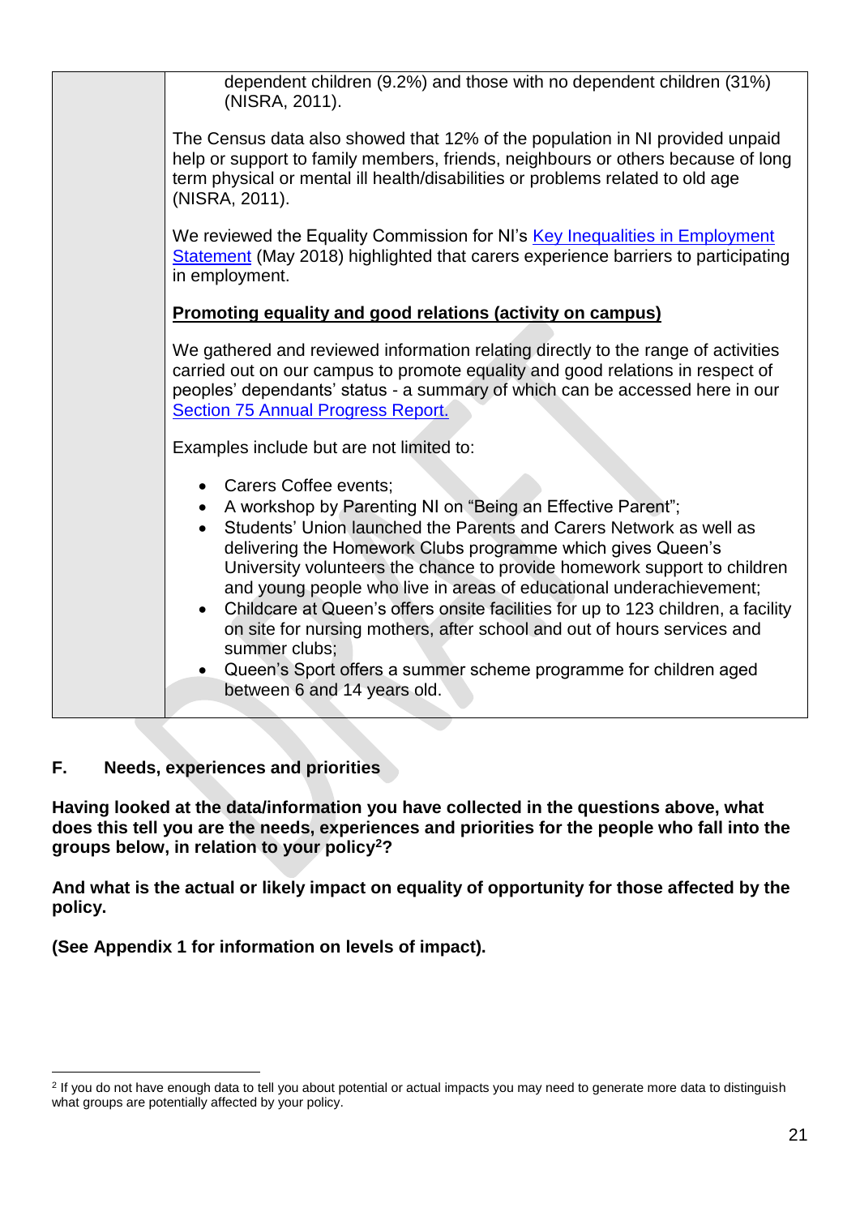| | |
|---|---|
| | dependent children (9.2%) and those with no dependent children (31%) (NISRA, 2011).<br><br>The Census data also showed that 12% of the population in NI provided unpaid help or support to family members, friends, neighbours or others because of long term physical or mental ill health/disabilities or problems related to old age (NISRA, 2011).<br><br>We reviewed the Equality Commission for NI's Key Inequalities in Employment Statement (May 2018) highlighted that carers experience barriers to participating in employment.<br><br>**<u>Promoting equality and good relations (activity on campus)</u>**<br><br>We gathered and reviewed information relating directly to the range of activities carried out on our campus to promote equality and good relations in respect of peoples' dependants' status - a summary of which can be accessed here in our Section 75 Annual Progress Report.<br><br>Examples include but are not limited to:<br><br>• Carers Coffee events;<br>• A workshop by Parenting NI on "Being an Effective Parent";<br>• Students' Union launched the Parents and Carers Network as well as delivering the Homework Clubs programme which gives Queen's University volunteers the chance to provide homework support to children and young people who live in areas of educational underachievement;<br>• Childcare at Queen's offers onsite facilities for up to 123 children, a facility on site for nursing mothers, after school and out of hours services and summer clubs;<br>• Queen's Sport offers a summer scheme programme for children aged between 6 and 14 years old. |

## F. Needs, experiences and priorities

**Having looked at the data/information you have collected in the questions above, what does this tell you are the needs, experiences and priorities for the people who fall into the groups below, in relation to your policy[2]?**

**And what is the actual or likely impact on equality of opportunity for those affected by the policy.**

**(See Appendix 1 for information on levels of impact).**

[2] If you do not have enough data to tell you about potential or actual impacts you may need to generate more data to distinguish what groups are potentially affected by your policy.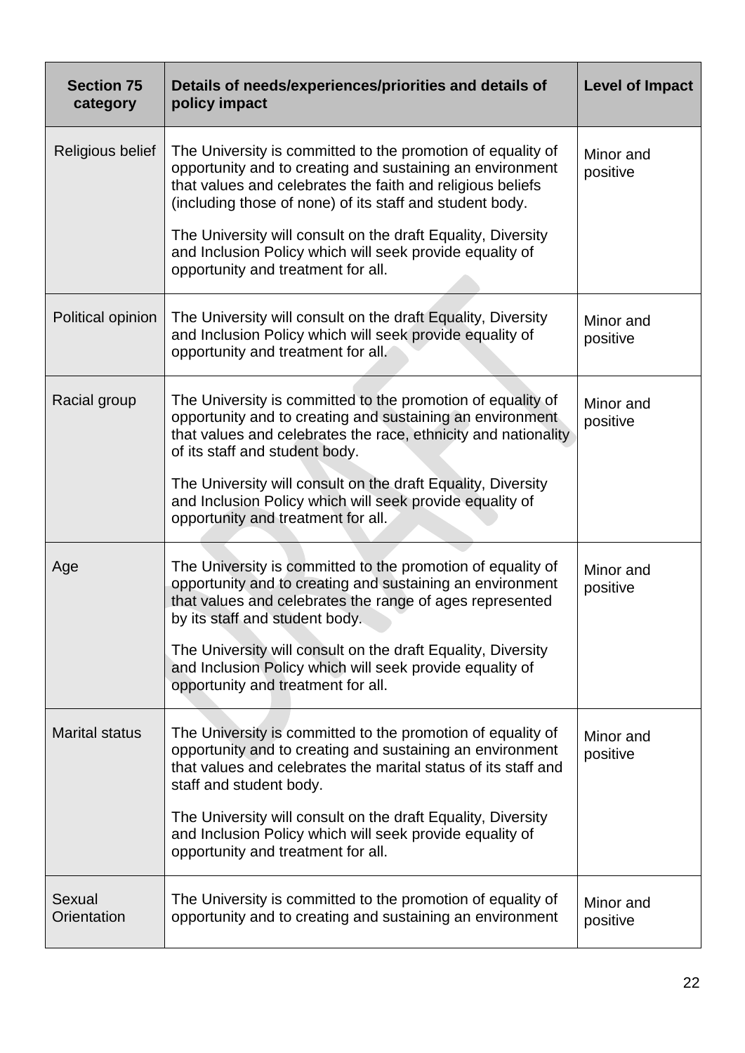| Section 75 category | Details of needs/experiences/priorities and details of policy impact | Level of Impact |
|---|---|---|
| Religious belief | The University is committed to the promotion of equality of opportunity and to creating and sustaining an environment that values and celebrates the faith and religious beliefs (including those of none) of its staff and student body.<br><br>The University will consult on the draft Equality, Diversity and Inclusion Policy which will seek provide equality of opportunity and treatment for all. | Minor and positive |
| Political opinion | The University will consult on the draft Equality, Diversity and Inclusion Policy which will seek provide equality of opportunity and treatment for all. | Minor and positive |
| Racial group | The University is committed to the promotion of equality of opportunity and to creating and sustaining an environment that values and celebrates the race, ethnicity and nationality of its staff and student body.<br><br>The University will consult on the draft Equality, Diversity and Inclusion Policy which will seek provide equality of opportunity and treatment for all. | Minor and positive |
| Age | The University is committed to the promotion of equality of opportunity and to creating and sustaining an environment that values and celebrates the range of ages represented by its staff and student body.<br><br>The University will consult on the draft Equality, Diversity and Inclusion Policy which will seek provide equality of opportunity and treatment for all. | Minor and positive |
| Marital status | The University is committed to the promotion of equality of opportunity and to creating and sustaining an environment that values and celebrates the marital status of its staff and staff and student body.<br><br>The University will consult on the draft Equality, Diversity and Inclusion Policy which will seek provide equality of opportunity and treatment for all. | Minor and positive |
| Sexual Orientation | The University is committed to the promotion of equality of opportunity and to creating and sustaining an environment | Minor and positive |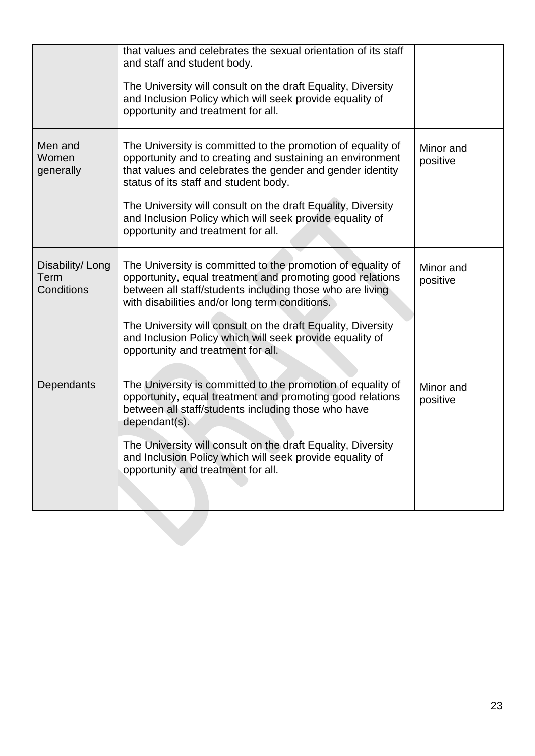| | | |
|---|---|---|
| | that values and celebrates the sexual orientation of its staff and staff and student body.<br><br>The University will consult on the draft Equality, Diversity and Inclusion Policy which will seek provide equality of opportunity and treatment for all. | |
| Men and Women generally | The University is committed to the promotion of equality of opportunity and to creating and sustaining an environment that values and celebrates the gender and gender identity status of its staff and student body.<br><br>The University will consult on the draft Equality, Diversity and Inclusion Policy which will seek provide equality of opportunity and treatment for all. | Minor and positive |
| Disability/ Long Term Conditions | The University is committed to the promotion of equality of opportunity, equal treatment and promoting good relations between all staff/students including those who are living with disabilities and/or long term conditions.<br><br>The University will consult on the draft Equality, Diversity and Inclusion Policy which will seek provide equality of opportunity and treatment for all. | Minor and positive |
| Dependants | The University is committed to the promotion of equality of opportunity, equal treatment and promoting good relations between all staff/students including those who have dependant(s).<br><br>The University will consult on the draft Equality, Diversity and Inclusion Policy which will seek provide equality of opportunity and treatment for all. | Minor and positive |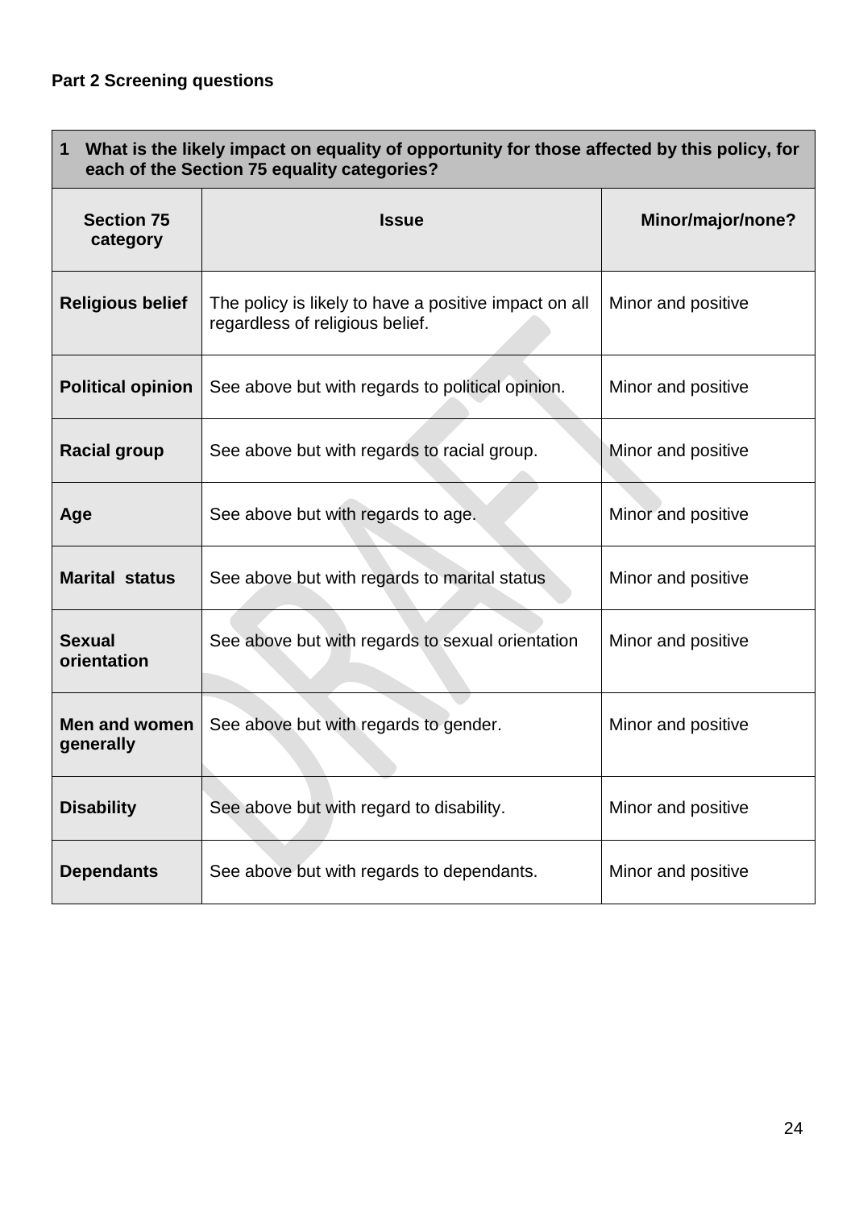**Part 2 Screening questions**

| 1 What is the likely impact on equality of opportunity for those affected by this policy, for each of the Section 75 equality categories? | | |
|---|---|---|
| **Section 75 category** | **Issue** | **Minor/major/none?** |
| **Religious belief** | The policy is likely to have a positive impact on all regardless of religious belief. | Minor and positive |
| **Political opinion** | See above but with regards to political opinion. | Minor and positive |
| **Racial group** | See above but with regards to racial group. | Minor and positive |
| **Age** | See above but with regards to age. | Minor and positive |
| **Marital status** | See above but with regards to marital status | Minor and positive |
| **Sexual orientation** | See above but with regards to sexual orientation | Minor and positive |
| **Men and women generally** | See above but with regards to gender. | Minor and positive |
| **Disability** | See above but with regard to disability. | Minor and positive |
| **Dependants** | See above but with regards to dependants. | Minor and positive |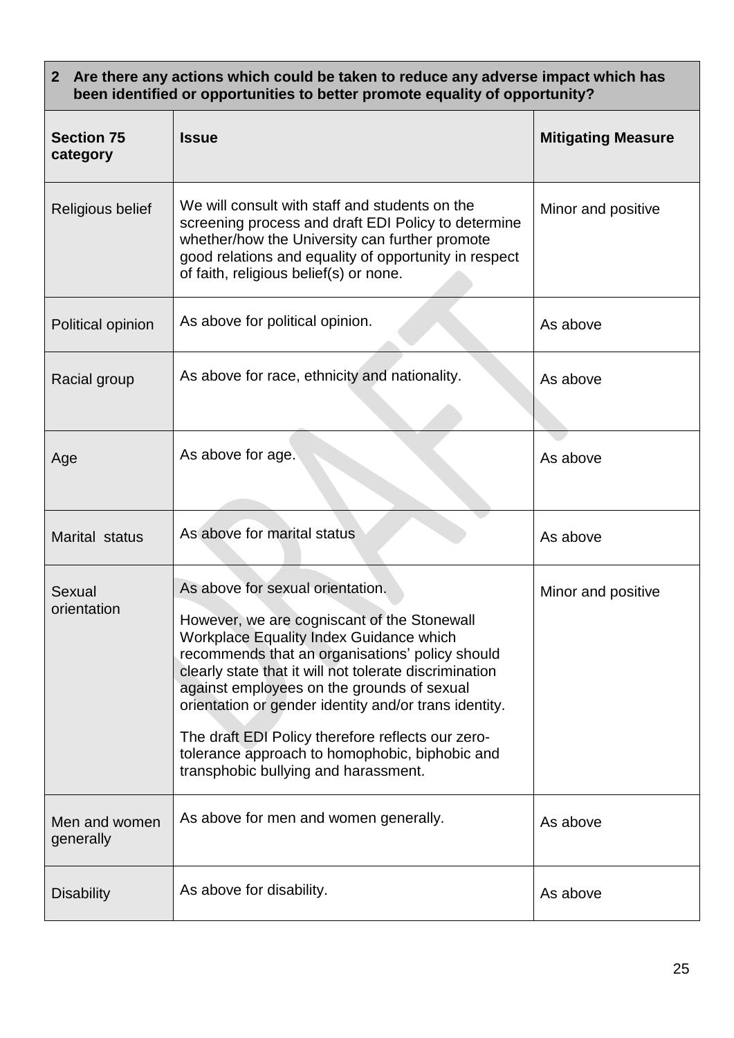| 2 Are there any actions which could be taken to reduce any adverse impact which has been identified or opportunities to better promote equality of opportunity? | | |
|---|---|---|
| **Section 75 category** | **Issue** | **Mitigating Measure** |
| Religious belief | We will consult with staff and students on the screening process and draft EDI Policy to determine whether/how the University can further promote good relations and equality of opportunity in respect of faith, religious belief(s) or none. | Minor and positive |
| Political opinion | As above for political opinion. | As above |
| Racial group | As above for race, ethnicity and nationality. | As above |
| Age | As above for age. | As above |
| Marital status | As above for marital status | As above |
| Sexual orientation | As above for sexual orientation.<br><br>However, we are cogniscant of the Stonewall Workplace Equality Index Guidance which recommends that an organisations' policy should clearly state that it will not tolerate discrimination against employees on the grounds of sexual orientation or gender identity and/or trans identity.<br><br>The draft EDI Policy therefore reflects our zero-tolerance approach to homophobic, biphobic and transphobic bullying and harassment. | Minor and positive |
| Men and women generally | As above for men and women generally. | As above |
| Disability | As above for disability. | As above |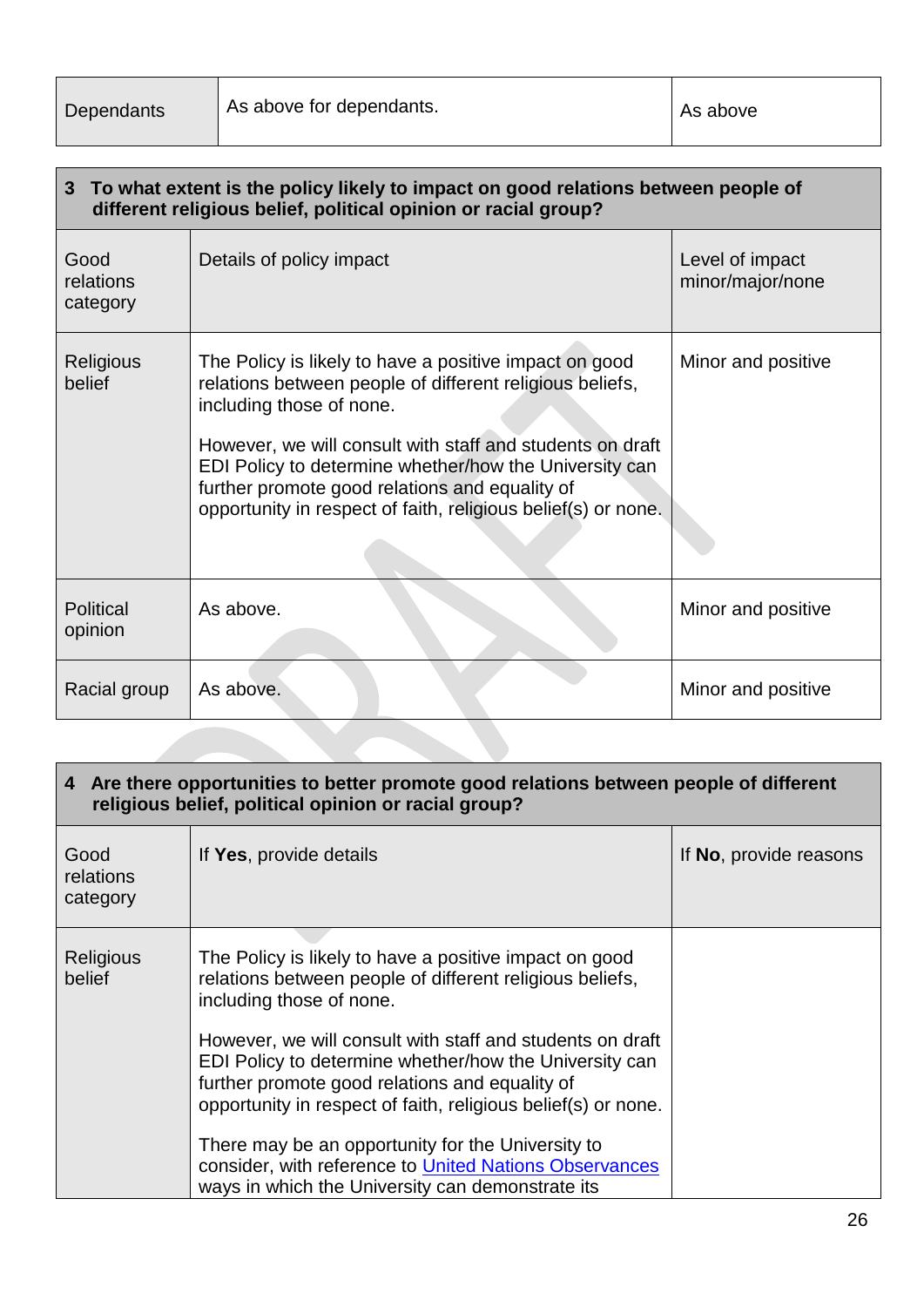| Dependants | As above for dependants. | As above |
|---|---|---|

| 3 To what extent is the policy likely to impact on good relations between people of different religious belief, political opinion or racial group? | | |
|---|---|---|
| Good relations category | Details of policy impact | Level of impact minor/major/none |
| Religious belief | The Policy is likely to have a positive impact on good relations between people of different religious beliefs, including those of none.<br><br>However, we will consult with staff and students on draft EDI Policy to determine whether/how the University can further promote good relations and equality of opportunity in respect of faith, religious belief(s) or none. | Minor and positive |
| Political opinion | As above. | Minor and positive |
| Racial group | As above. | Minor and positive |

| 4 Are there opportunities to better promote good relations between people of different religious belief, political opinion or racial group? | | |
|---|---|---|
| Good relations category | If **Yes**, provide details | If **No**, provide reasons |
| Religious belief | The Policy is likely to have a positive impact on good relations between people of different religious beliefs, including those of none.<br><br>However, we will consult with staff and students on draft EDI Policy to determine whether/how the University can further promote good relations and equality of opportunity in respect of faith, religious belief(s) or none.<br><br>There may be an opportunity for the University to consider, with reference to [United Nations Observances]() ways in which the University can demonstrate its | |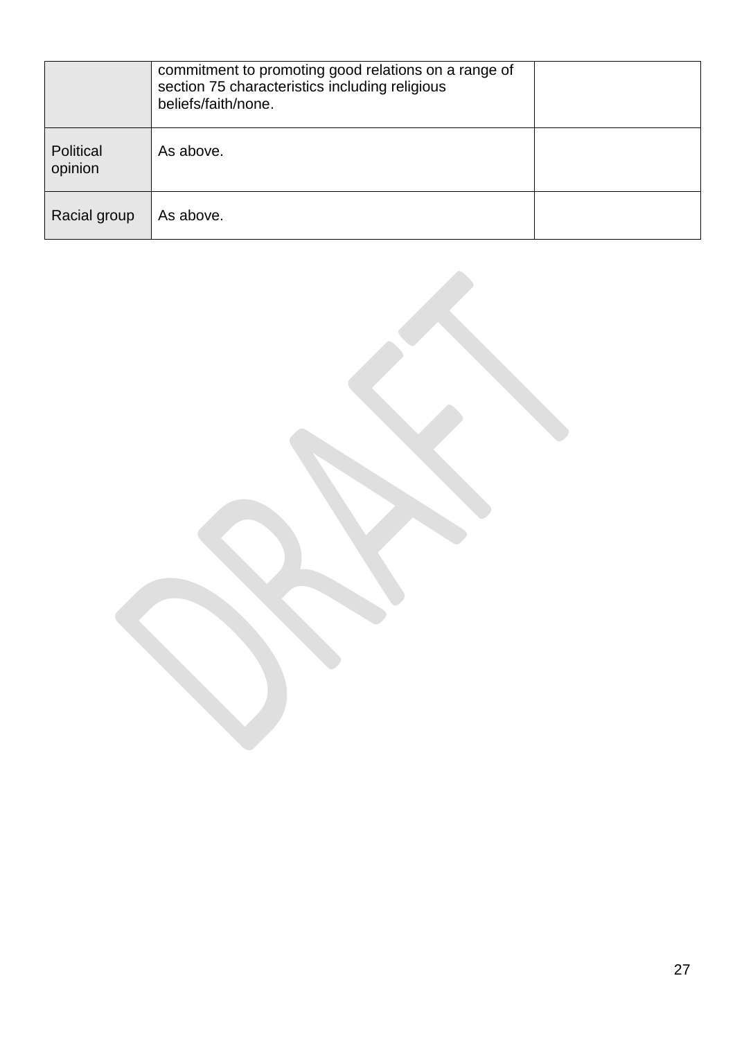| | | |
|---|---|---|
| | commitment to promoting good relations on a range of section 75 characteristics including religious beliefs/faith/none. | |
| Political opinion | As above. | |
| Racial group | As above. | |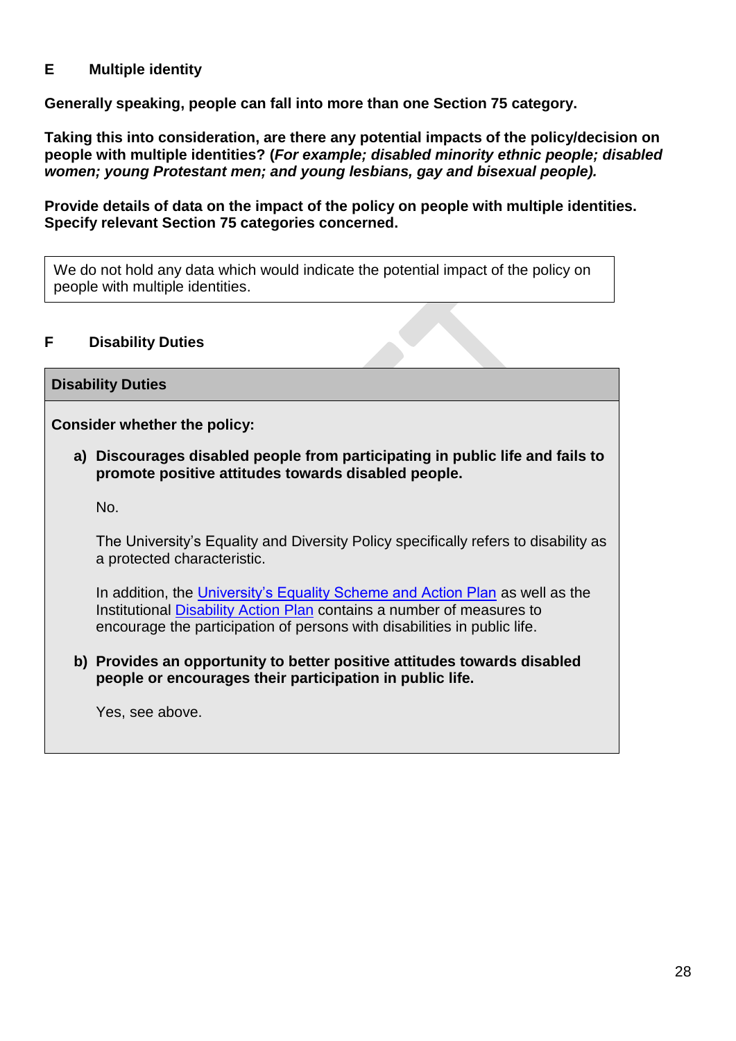## E Multiple identity

**Generally speaking, people can fall into more than one Section 75 category.**

**Taking this into consideration, are there any potential impacts of the policy/decision on people with multiple identities? (*For example; disabled minority ethnic people; disabled women; young Protestant men; and young lesbians, gay and bisexual people).***

**Provide details of data on the impact of the policy on people with multiple identities. Specify relevant Section 75 categories concerned.**

We do not hold any data which would indicate the potential impact of the policy on people with multiple identities.

## F Disability Duties

### Disability Duties

**Consider whether the policy:**

a) **Discourages disabled people from participating in public life and fails to promote positive attitudes towards disabled people.**

   No.

   The University's Equality and Diversity Policy specifically refers to disability as a protected characteristic.

   In addition, the University's Equality Scheme and Action Plan as well as the Institutional Disability Action Plan contains a number of measures to encourage the participation of persons with disabilities in public life.

b) **Provides an opportunity to better positive attitudes towards disabled people or encourages their participation in public life.**

   Yes, see above.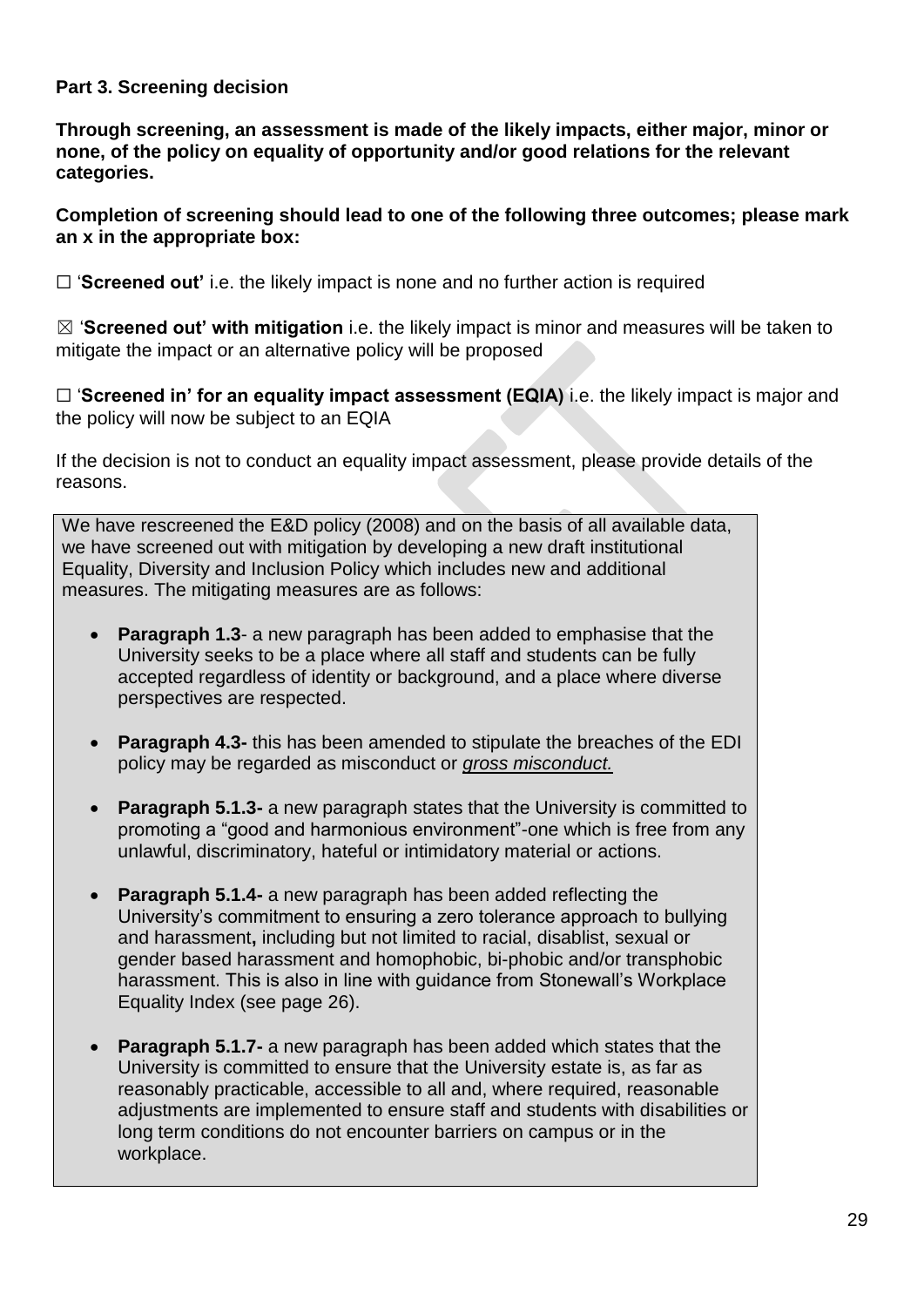**Part 3. Screening decision**

**Through screening, an assessment is made of the likely impacts, either major, minor or none, of the policy on equality of opportunity and/or good relations for the relevant categories.**

**Completion of screening should lead to one of the following three outcomes; please mark an x in the appropriate box:**

☐ '**Screened out'** i.e. the likely impact is none and no further action is required

☒ '**Screened out' with mitigation** i.e. the likely impact is minor and measures will be taken to mitigate the impact or an alternative policy will be proposed

☐ '**Screened in' for an equality impact assessment (EQIA)** i.e. the likely impact is major and the policy will now be subject to an EQIA

If the decision is not to conduct an equality impact assessment, please provide details of the reasons.

We have rescreened the E&D policy (2008) and on the basis of all available data, we have screened out with mitigation by developing a new draft institutional Equality, Diversity and Inclusion Policy which includes new and additional measures. The mitigating measures are as follows:

- **Paragraph 1.3**- a new paragraph has been added to emphasise that the University seeks to be a place where all staff and students can be fully accepted regardless of identity or background, and a place where diverse perspectives are respected.
- **Paragraph 4.3-** this has been amended to stipulate the breaches of the EDI policy may be regarded as misconduct or *gross misconduct.*
- **Paragraph 5.1.3-** a new paragraph states that the University is committed to promoting a "good and harmonious environment"-one which is free from any unlawful, discriminatory, hateful or intimidatory material or actions.
- **Paragraph 5.1.4-** a new paragraph has been added reflecting the University's commitment to ensuring a zero tolerance approach to bullying and harassment**,** including but not limited to racial, disablist, sexual or gender based harassment and homophobic, bi-phobic and/or transphobic harassment. This is also in line with guidance from Stonewall's Workplace Equality Index (see page 26).
- **Paragraph 5.1.7-** a new paragraph has been added which states that the University is committed to ensure that the University estate is, as far as reasonably practicable, accessible to all and, where required, reasonable adjustments are implemented to ensure staff and students with disabilities or long term conditions do not encounter barriers on campus or in the workplace.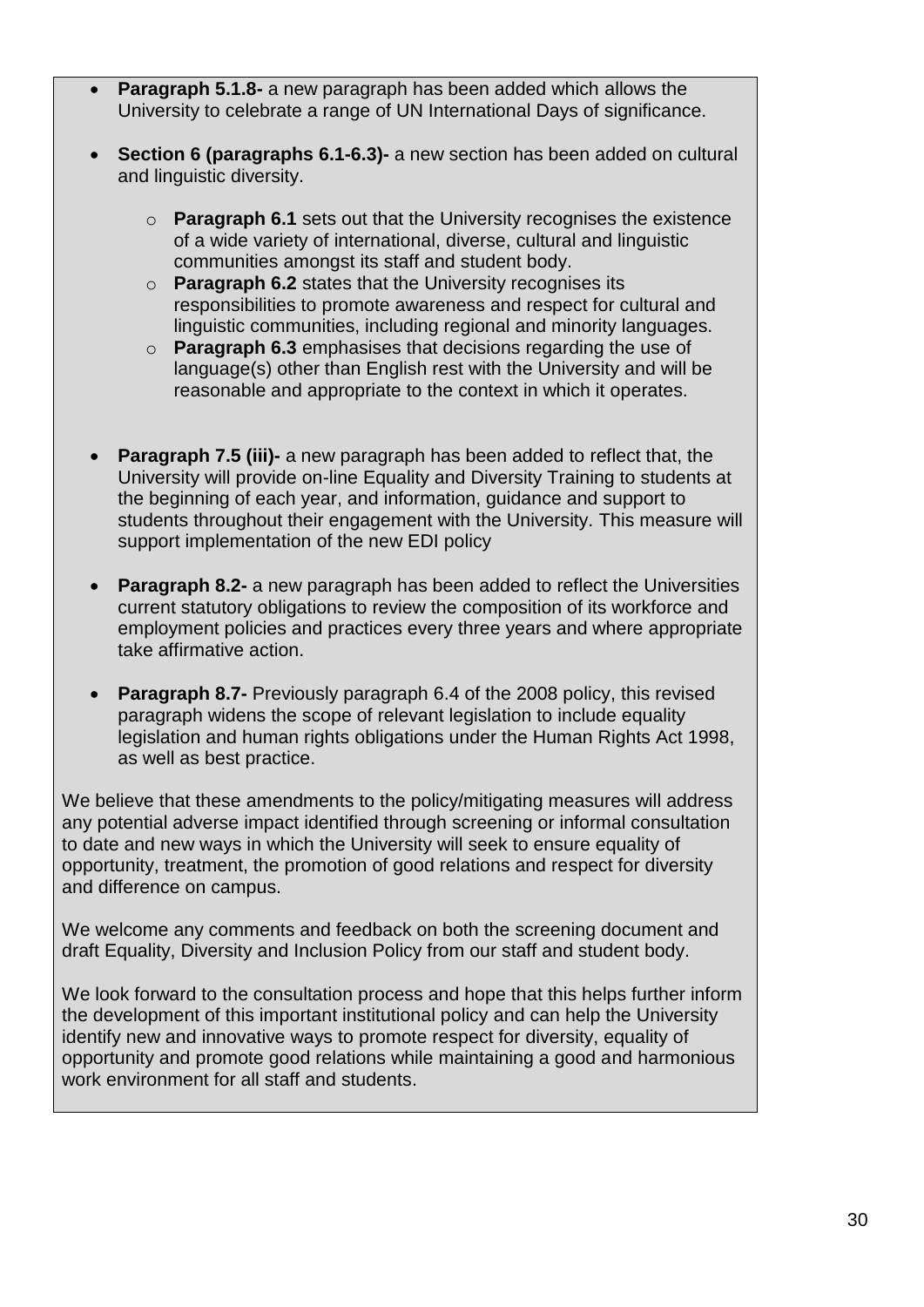- **Paragraph 5.1.8-** a new paragraph has been added which allows the University to celebrate a range of UN International Days of significance.

- **Section 6 (paragraphs 6.1-6.3)-** a new section has been added on cultural and linguistic diversity.

    - **Paragraph 6.1** sets out that the University recognises the existence of a wide variety of international, diverse, cultural and linguistic communities amongst its staff and student body.
    - **Paragraph 6.2** states that the University recognises its responsibilities to promote awareness and respect for cultural and linguistic communities, including regional and minority languages.
    - **Paragraph 6.3** emphasises that decisions regarding the use of language(s) other than English rest with the University and will be reasonable and appropriate to the context in which it operates.

- **Paragraph 7.5 (iii)-** a new paragraph has been added to reflect that, the University will provide on-line Equality and Diversity Training to students at the beginning of each year, and information, guidance and support to students throughout their engagement with the University. This measure will support implementation of the new EDI policy

- **Paragraph 8.2-** a new paragraph has been added to reflect the Universities current statutory obligations to review the composition of its workforce and employment policies and practices every three years and where appropriate take affirmative action.

- **Paragraph 8.7-** Previously paragraph 6.4 of the 2008 policy, this revised paragraph widens the scope of relevant legislation to include equality legislation and human rights obligations under the Human Rights Act 1998, as well as best practice.

We believe that these amendments to the policy/mitigating measures will address any potential adverse impact identified through screening or informal consultation to date and new ways in which the University will seek to ensure equality of opportunity, treatment, the promotion of good relations and respect for diversity and difference on campus.

We welcome any comments and feedback on both the screening document and draft Equality, Diversity and Inclusion Policy from our staff and student body.

We look forward to the consultation process and hope that this helps further inform the development of this important institutional policy and can help the University identify new and innovative ways to promote respect for diversity, equality of opportunity and promote good relations while maintaining a good and harmonious work environment for all staff and students.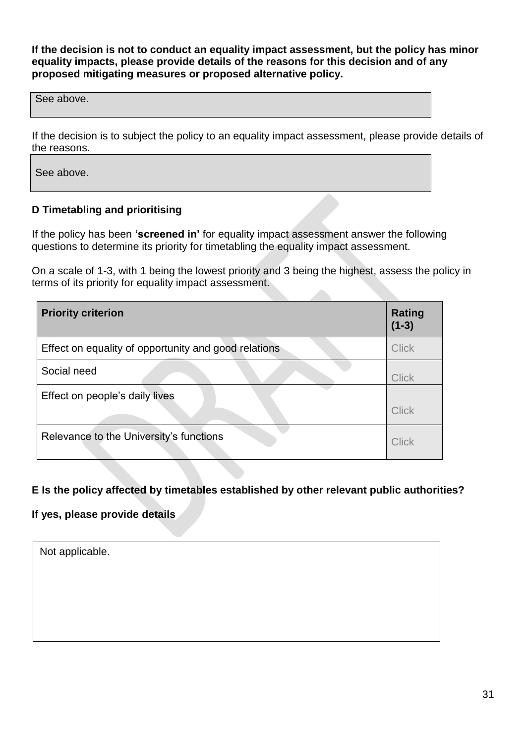**If the decision is not to conduct an equality impact assessment, but the policy has minor equality impacts, please provide details of the reasons for this decision and of any proposed mitigating measures or proposed alternative policy.**

| See above. |
|---|

If the decision is to subject the policy to an equality impact assessment, please provide details of the reasons.

| See above. |
|---|

### D Timetabling and prioritising

If the policy has been **'screened in'** for equality impact assessment answer the following questions to determine its priority for timetabling the equality impact assessment.

On a scale of 1-3, with 1 being the lowest priority and 3 being the highest, assess the policy in terms of its priority for equality impact assessment.

| Priority criterion | Rating (1-3) |
|---|---|
| Effect on equality of opportunity and good relations | Click |
| Social need | Click |
| Effect on people's daily lives | Click |
| Relevance to the University's functions | Click |

### E Is the policy affected by timetables established by other relevant public authorities?

**If yes, please provide details**

| Not applicable. |
|---|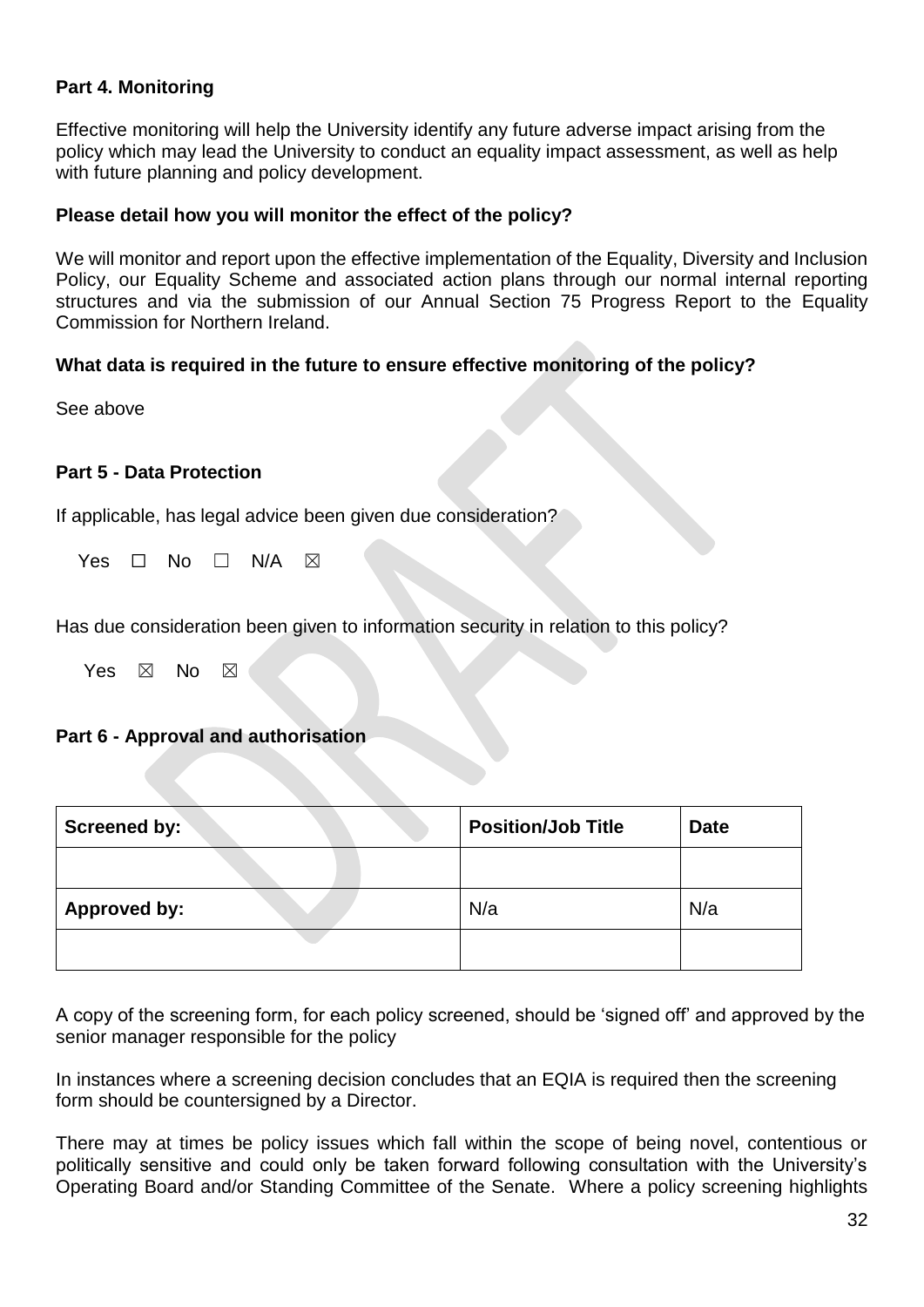**Part 4. Monitoring**

Effective monitoring will help the University identify any future adverse impact arising from the policy which may lead the University to conduct an equality impact assessment, as well as help with future planning and policy development.

**Please detail how you will monitor the effect of the policy?**

We will monitor and report upon the effective implementation of the Equality, Diversity and Inclusion Policy, our Equality Scheme and associated action plans through our normal internal reporting structures and via the submission of our Annual Section 75 Progress Report to the Equality Commission for Northern Ireland.

**What data is required in the future to ensure effective monitoring of the policy?**

See above

**Part 5 - Data Protection**

If applicable, has legal advice been given due consideration?

Yes ☐ No ☐ N/A ☒

Has due consideration been given to information security in relation to this policy?

Yes ☒ No ☒

**Part 6 - Approval and authorisation**

| **Screened by:** | **Position/Job Title** | **Date** |
|---|---|---|
| | | |
| **Approved by:** | N/a | N/a |
| | | |

A copy of the screening form, for each policy screened, should be 'signed off' and approved by the senior manager responsible for the policy

In instances where a screening decision concludes that an EQIA is required then the screening form should be countersigned by a Director.

There may at times be policy issues which fall within the scope of being novel, contentious or politically sensitive and could only be taken forward following consultation with the University's Operating Board and/or Standing Committee of the Senate. Where a policy screening highlights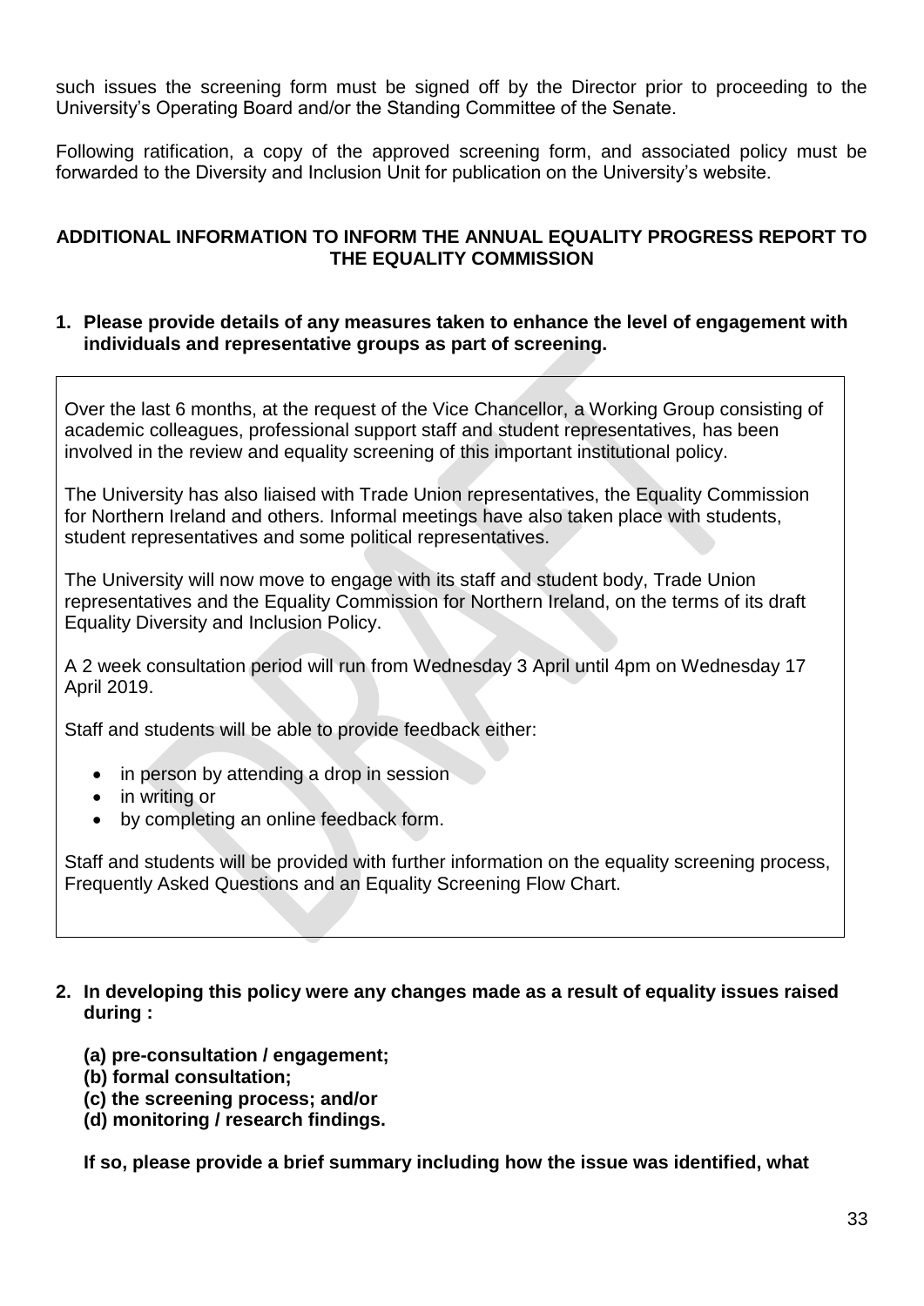such issues the screening form must be signed off by the Director prior to proceeding to the University's Operating Board and/or the Standing Committee of the Senate.

Following ratification, a copy of the approved screening form, and associated policy must be forwarded to the Diversity and Inclusion Unit for publication on the University's website.

## ADDITIONAL INFORMATION TO INFORM THE ANNUAL EQUALITY PROGRESS REPORT TO THE EQUALITY COMMISSION

**1. Please provide details of any measures taken to enhance the level of engagement with individuals and representative groups as part of screening.**

Over the last 6 months, at the request of the Vice Chancellor, a Working Group consisting of academic colleagues, professional support staff and student representatives, has been involved in the review and equality screening of this important institutional policy.

The University has also liaised with Trade Union representatives, the Equality Commission for Northern Ireland and others. Informal meetings have also taken place with students, student representatives and some political representatives.

The University will now move to engage with its staff and student body, Trade Union representatives and the Equality Commission for Northern Ireland, on the terms of its draft Equality Diversity and Inclusion Policy.

A 2 week consultation period will run from Wednesday 3 April until 4pm on Wednesday 17 April 2019.

Staff and students will be able to provide feedback either:

- in person by attending a drop in session
- in writing or
- by completing an online feedback form.

Staff and students will be provided with further information on the equality screening process, Frequently Asked Questions and an Equality Screening Flow Chart.

**2. In developing this policy were any changes made as a result of equality issues raised during :**

**(a) pre-consultation / engagement;**
**(b) formal consultation;**
**(c) the screening process; and/or**
**(d) monitoring / research findings.**

**If so, please provide a brief summary including how the issue was identified, what**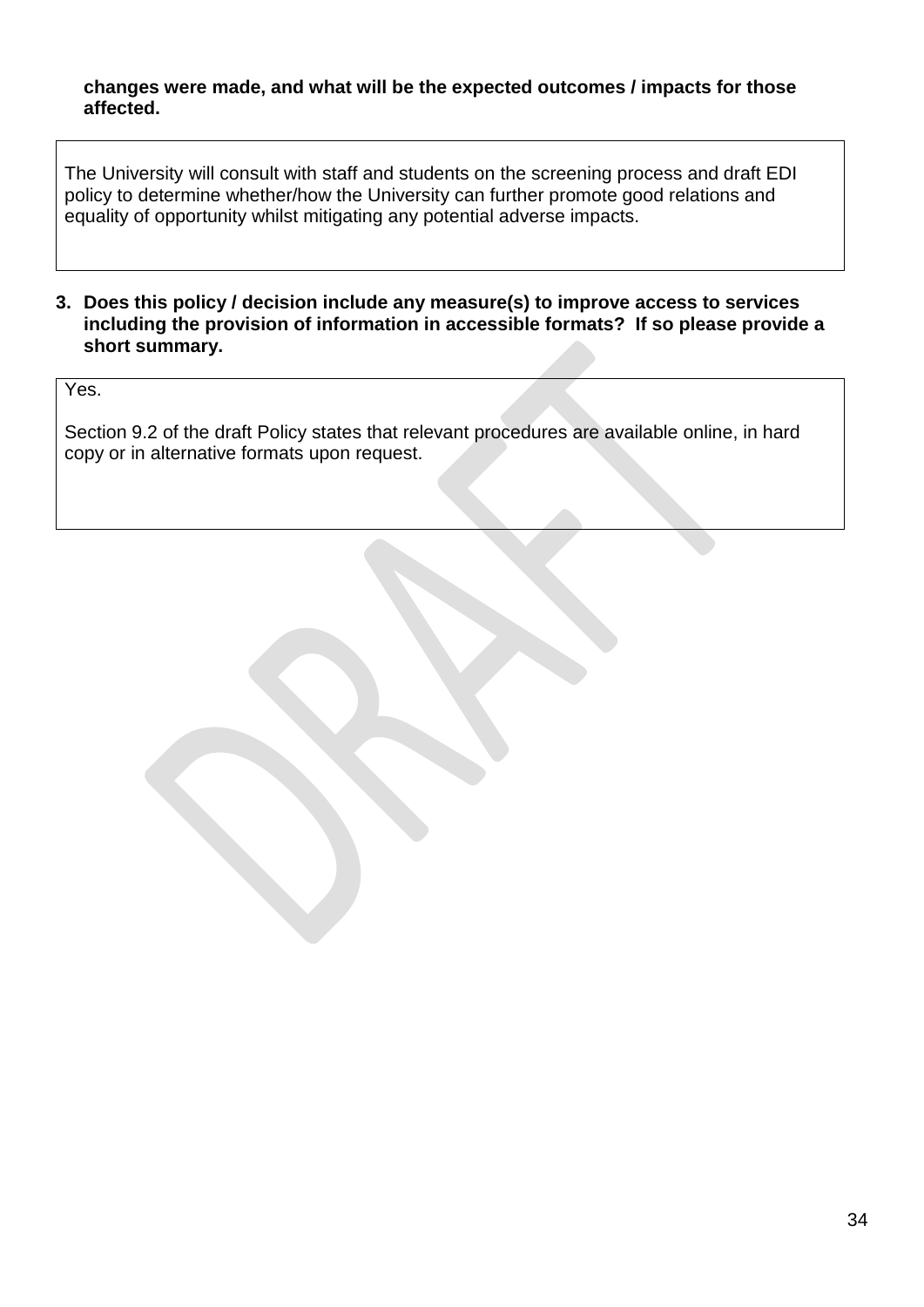**changes were made, and what will be the expected outcomes / impacts for those affected.**

| The University will consult with staff and students on the screening process and draft EDI policy to determine whether/how the University can further promote good relations and equality of opportunity whilst mitigating any potential adverse impacts. |
|---|

3. **Does this policy / decision include any measure(s) to improve access to services including the provision of information in accessible formats? If so please provide a short summary.**

| Yes.<br><br>Section 9.2 of the draft Policy states that relevant procedures are available online, in hard copy or in alternative formats upon request. |
|---|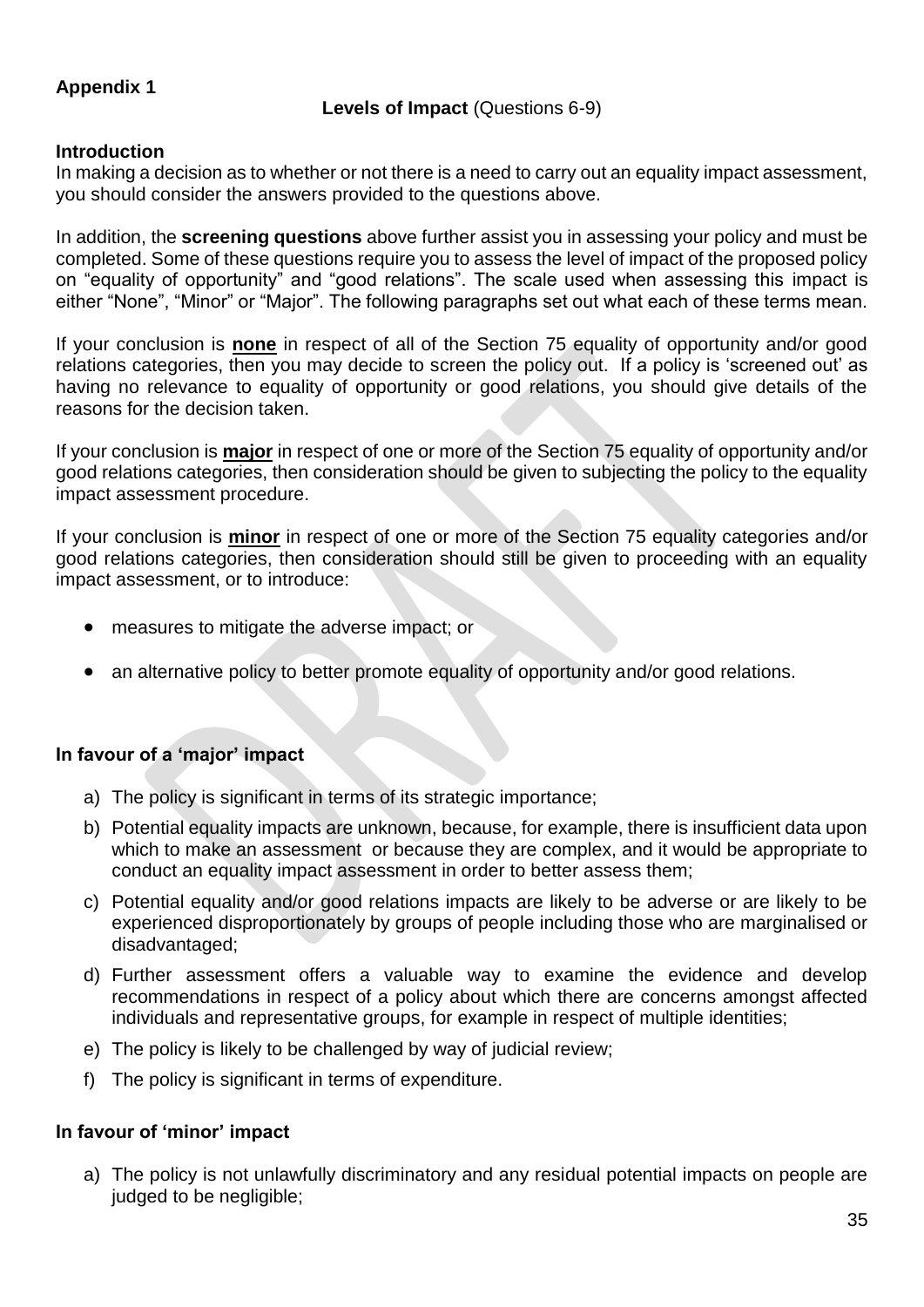**Appendix 1**

**Levels of Impact** (Questions 6-9)

**Introduction**

In making a decision as to whether or not there is a need to carry out an equality impact assessment, you should consider the answers provided to the questions above.

In addition, the **screening questions** above further assist you in assessing your policy and must be completed. Some of these questions require you to assess the level of impact of the proposed policy on "equality of opportunity" and "good relations". The scale used when assessing this impact is either "None", "Minor" or "Major". The following paragraphs set out what each of these terms mean.

If your conclusion is **none** in respect of all of the Section 75 equality of opportunity and/or good relations categories, then you may decide to screen the policy out. If a policy is 'screened out' as having no relevance to equality of opportunity or good relations, you should give details of the reasons for the decision taken.

If your conclusion is **major** in respect of one or more of the Section 75 equality of opportunity and/or good relations categories, then consideration should be given to subjecting the policy to the equality impact assessment procedure.

If your conclusion is **minor** in respect of one or more of the Section 75 equality categories and/or good relations categories, then consideration should still be given to proceeding with an equality impact assessment, or to introduce:

- measures to mitigate the adverse impact; or
- an alternative policy to better promote equality of opportunity and/or good relations.

**In favour of a 'major' impact**

a) The policy is significant in terms of its strategic importance;
b) Potential equality impacts are unknown, because, for example, there is insufficient data upon which to make an assessment or because they are complex, and it would be appropriate to conduct an equality impact assessment in order to better assess them;
c) Potential equality and/or good relations impacts are likely to be adverse or are likely to be experienced disproportionately by groups of people including those who are marginalised or disadvantaged;
d) Further assessment offers a valuable way to examine the evidence and develop recommendations in respect of a policy about which there are concerns amongst affected individuals and representative groups, for example in respect of multiple identities;
e) The policy is likely to be challenged by way of judicial review;
f) The policy is significant in terms of expenditure.

**In favour of 'minor' impact**

a) The policy is not unlawfully discriminatory and any residual potential impacts on people are judged to be negligible;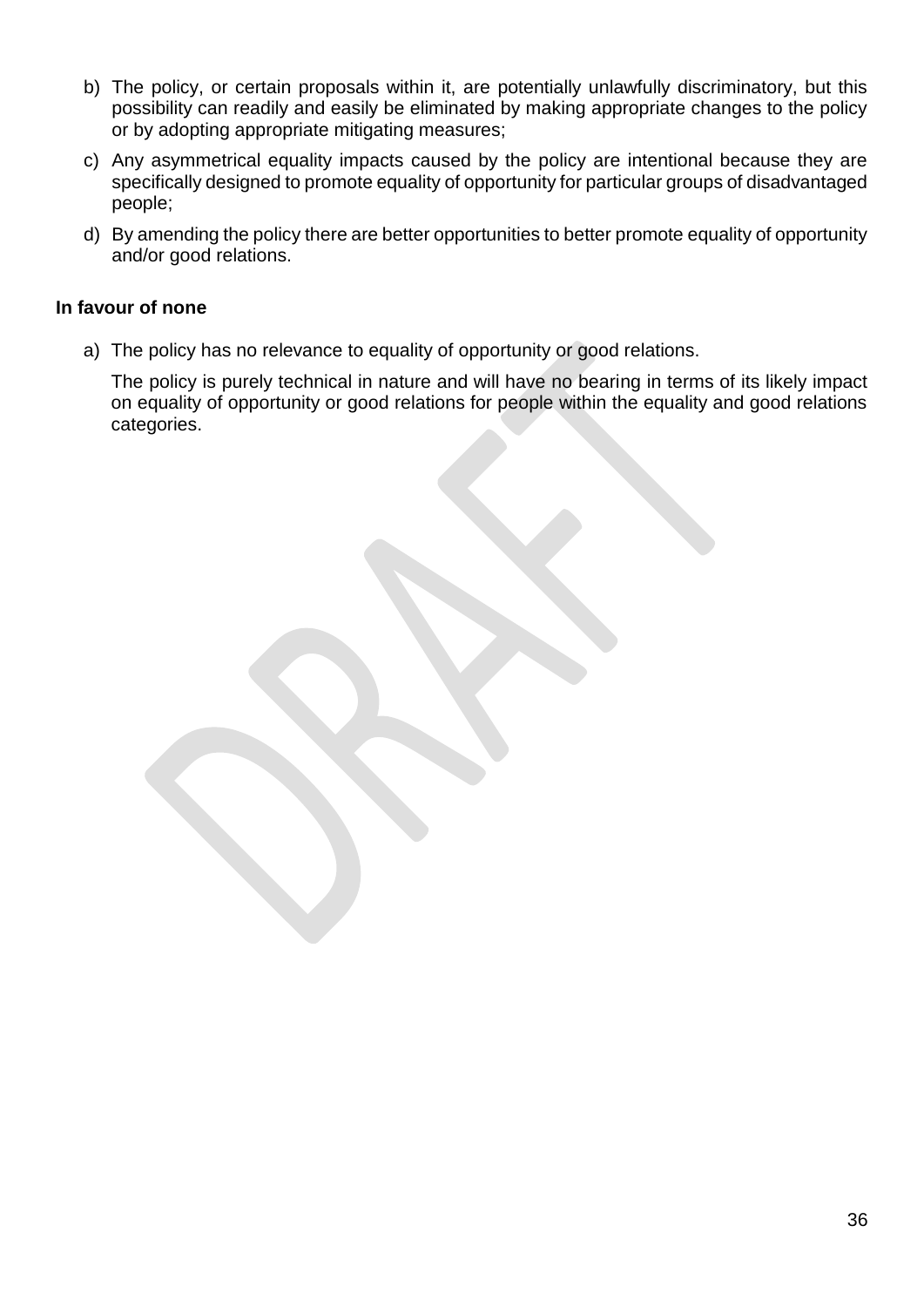b) The policy, or certain proposals within it, are potentially unlawfully discriminatory, but this possibility can readily and easily be eliminated by making appropriate changes to the policy or by adopting appropriate mitigating measures;

c) Any asymmetrical equality impacts caused by the policy are intentional because they are specifically designed to promote equality of opportunity for particular groups of disadvantaged people;

d) By amending the policy there are better opportunities to better promote equality of opportunity and/or good relations.

**In favour of none**

a) The policy has no relevance to equality of opportunity or good relations.

   The policy is purely technical in nature and will have no bearing in terms of its likely impact on equality of opportunity or good relations for people within the equality and good relations categories.